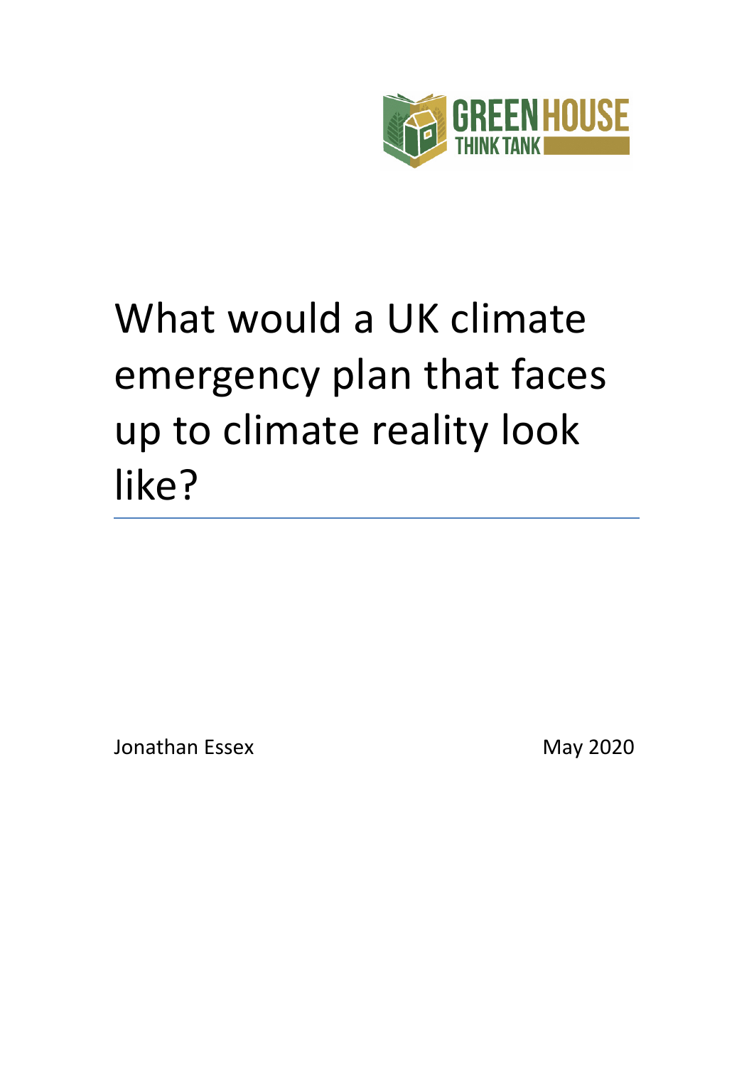GREEN HOUSE THINK TANK

# What would a UK climate emergency plan that faces up to climate reality look like?

Jonathan Essex

May 2020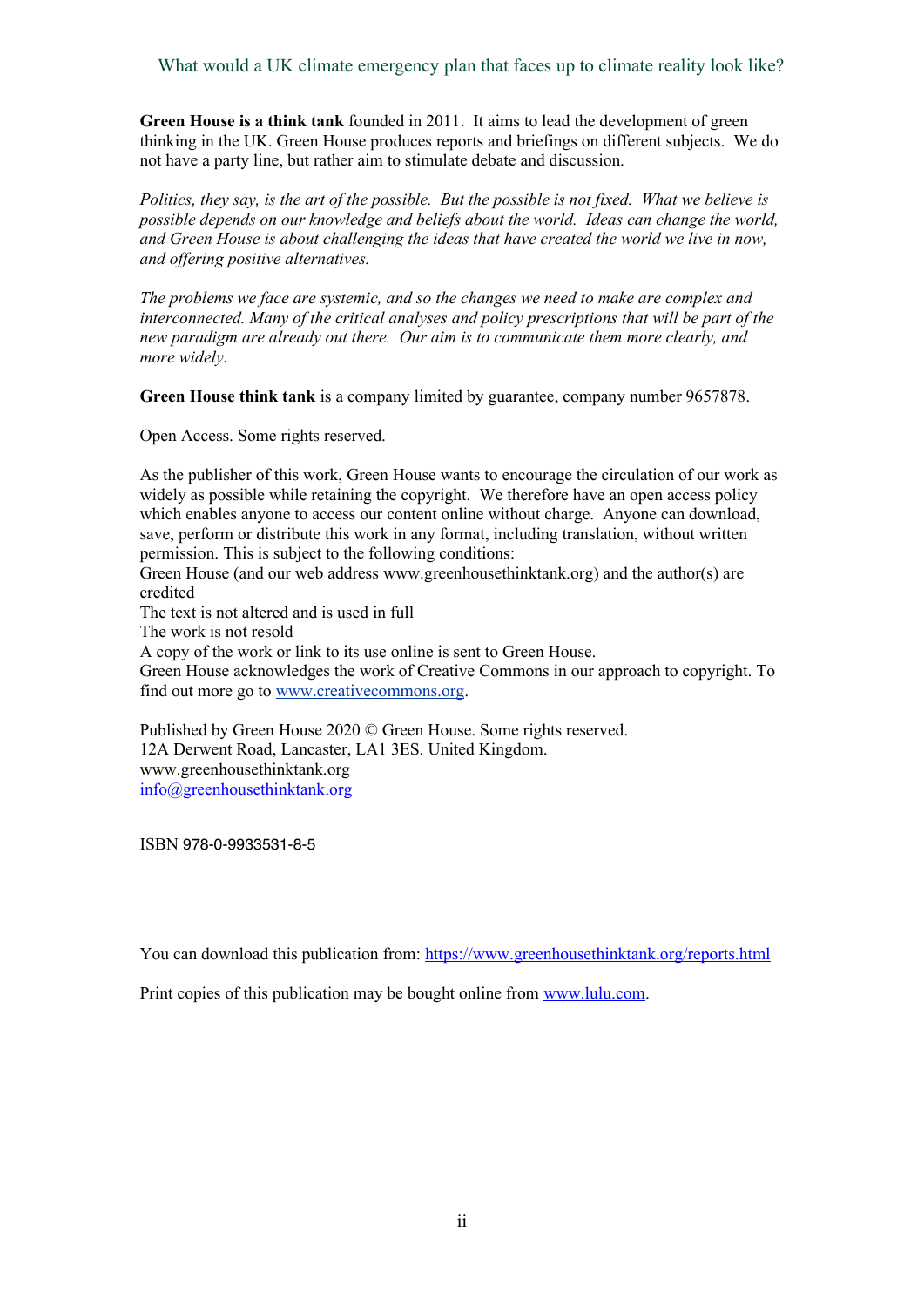**Green House is a think tank** founded in 2011. It aims to lead the development of green thinking in the UK. Green House produces reports and briefings on different subjects. We do not have a party line, but rather aim to stimulate debate and discussion.

*Politics, they say, is the art of the possible. But the possible is not fixed. What we believe is possible depends on our knowledge and beliefs about the world. Ideas can change the world, and Green House is about challenging the ideas that have created the world we live in now, and offering positive alternatives.*

*The problems we face are systemic, and so the changes we need to make are complex and interconnected. Many of the critical analyses and policy prescriptions that will be part of the new paradigm are already out there. Our aim is to communicate them more clearly, and more widely.*

**Green House think tank** is a company limited by guarantee, company number 9657878.

Open Access. Some rights reserved.

As the publisher of this work, Green House wants to encourage the circulation of our work as widely as possible while retaining the copyright. We therefore have an open access policy which enables anyone to access our content online without charge. Anyone can download, save, perform or distribute this work in any format, including translation, without written permission. This is subject to the following conditions:
Green House (and our web address www.greenhousethinktank.org) and the author(s) are credited
The text is not altered and is used in full
The work is not resold
A copy of the work or link to its use online is sent to Green House.
Green House acknowledges the work of Creative Commons in our approach to copyright. To find out more go to [www.creativecommons.org](www.creativecommons.org).

Published by Green House 2020 © Green House. Some rights reserved.
12A Derwent Road, Lancaster, LA1 3ES. United Kingdom.
www.greenhousethinktank.org
info@greenhousethinktank.org

ISBN 978-0-9933531-8-5

You can download this publication from: https://www.greenhousethinktank.org/reports.html

Print copies of this publication may be bought online from [www.lulu.com](www.lulu.com).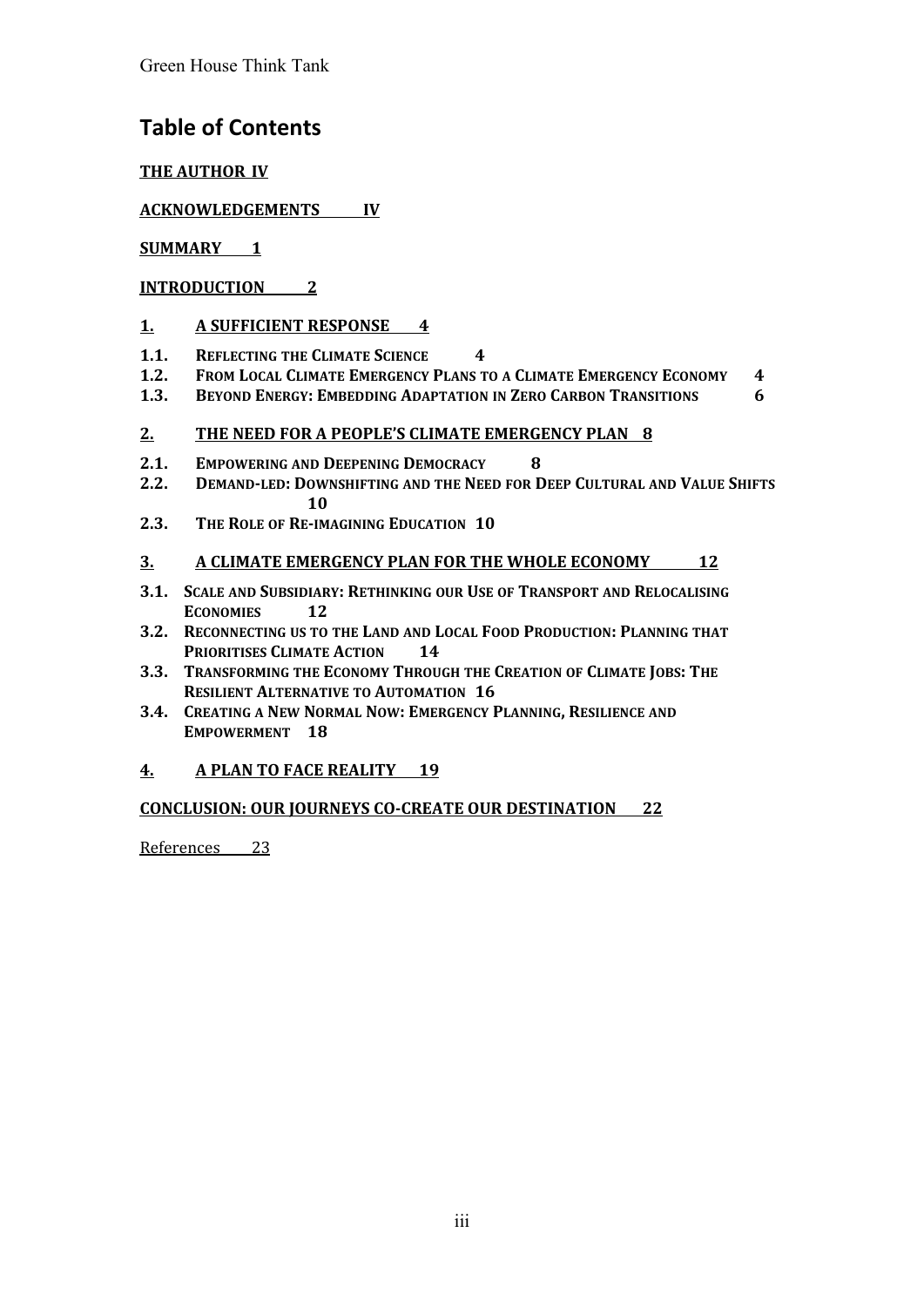# Table of Contents

**THE AUTHOR IV**

**ACKNOWLEDGEMENTS IV**

**SUMMARY 1**

**INTRODUCTION 2**

**1. A SUFFICIENT RESPONSE 4**

- **1.1. REFLECTING THE CLIMATE SCIENCE 4**
- **1.2. FROM LOCAL CLIMATE EMERGENCY PLANS TO A CLIMATE EMERGENCY ECONOMY 4**
- **1.3. BEYOND ENERGY: EMBEDDING ADAPTATION IN ZERO CARBON TRANSITIONS 6**

**2. THE NEED FOR A PEOPLE'S CLIMATE EMERGENCY PLAN 8**

- **2.1. EMPOWERING AND DEEPENING DEMOCRACY 8**
- **2.2. DEMAND-LED: DOWNSHIFTING AND THE NEED FOR DEEP CULTURAL AND VALUE SHIFTS 10**
- **2.3. THE ROLE OF RE-IMAGINING EDUCATION 10**

**3. A CLIMATE EMERGENCY PLAN FOR THE WHOLE ECONOMY 12**

- **3.1. SCALE AND SUBSIDIARY: RETHINKING OUR USE OF TRANSPORT AND RELOCALISING ECONOMIES 12**
- **3.2. RECONNECTING US TO THE LAND AND LOCAL FOOD PRODUCTION: PLANNING THAT PRIORITISES CLIMATE ACTION 14**
- **3.3. TRANSFORMING THE ECONOMY THROUGH THE CREATION OF CLIMATE JOBS: THE RESILIENT ALTERNATIVE TO AUTOMATION 16**
- **3.4. CREATING A NEW NORMAL NOW: EMERGENCY PLANNING, RESILIENCE AND EMPOWERMENT 18**

**4. A PLAN TO FACE REALITY 19**

**CONCLUSION: OUR JOURNEYS CO-CREATE OUR DESTINATION 22**

References 23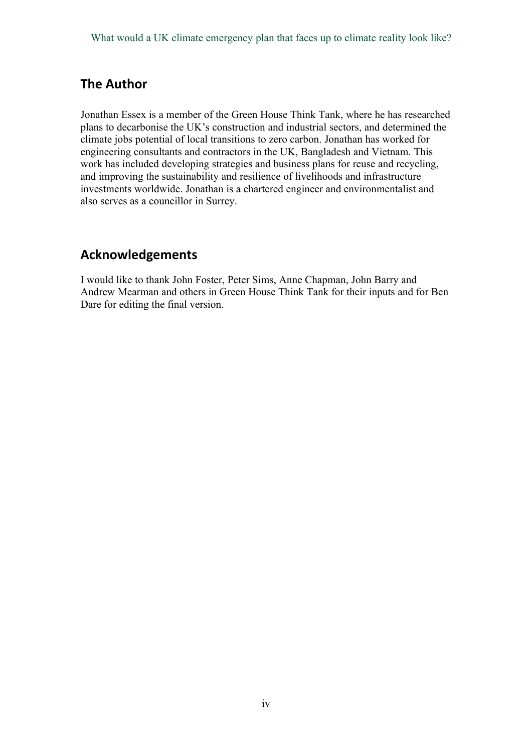## The Author

Jonathan Essex is a member of the Green House Think Tank, where he has researched plans to decarbonise the UK's construction and industrial sectors, and determined the climate jobs potential of local transitions to zero carbon. Jonathan has worked for engineering consultants and contractors in the UK, Bangladesh and Vietnam. This work has included developing strategies and business plans for reuse and recycling, and improving the sustainability and resilience of livelihoods and infrastructure investments worldwide. Jonathan is a chartered engineer and environmentalist and also serves as a councillor in Surrey.

## Acknowledgements

I would like to thank John Foster, Peter Sims, Anne Chapman, John Barry and Andrew Mearman and others in Green House Think Tank for their inputs and for Ben Dare for editing the final version.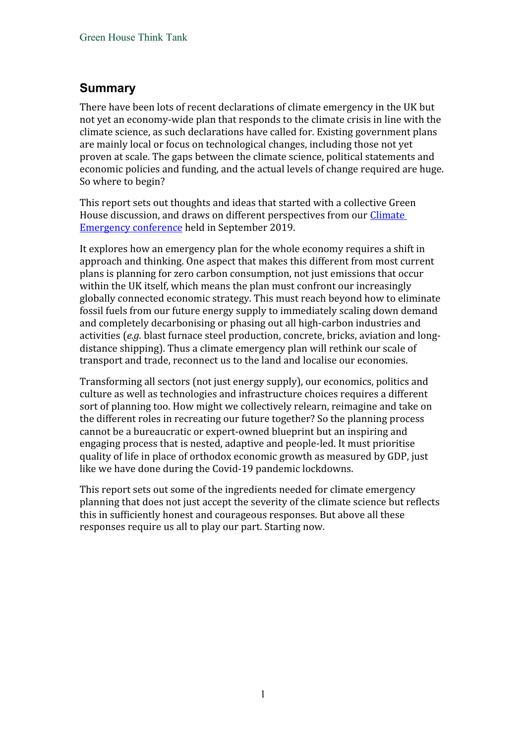## Summary

There have been lots of recent declarations of climate emergency in the UK but not yet an economy-wide plan that responds to the climate crisis in line with the climate science, as such declarations have called for. Existing government plans are mainly local or focus on technological changes, including those not yet proven at scale. The gaps between the climate science, political statements and economic policies and funding, and the actual levels of change required are huge. So where to begin?

This report sets out thoughts and ideas that started with a collective Green House discussion, and draws on different perspectives from our Climate Emergency conference held in September 2019.

It explores how an emergency plan for the whole economy requires a shift in approach and thinking. One aspect that makes this different from most current plans is planning for zero carbon consumption, not just emissions that occur within the UK itself, which means the plan must confront our increasingly globally connected economic strategy. This must reach beyond how to eliminate fossil fuels from our future energy supply to immediately scaling down demand and completely decarbonising or phasing out all high-carbon industries and activities (*e.g.* blast furnace steel production, concrete, bricks, aviation and long-distance shipping). Thus a climate emergency plan will rethink our scale of transport and trade, reconnect us to the land and localise our economies.

Transforming all sectors (not just energy supply), our economics, politics and culture as well as technologies and infrastructure choices requires a different sort of planning too. How might we collectively relearn, reimagine and take on the different roles in recreating our future together? So the planning process cannot be a bureaucratic or expert-owned blueprint but an inspiring and engaging process that is nested, adaptive and people-led. It must prioritise quality of life in place of orthodox economic growth as measured by GDP, just like we have done during the Covid-19 pandemic lockdowns.

This report sets out some of the ingredients needed for climate emergency planning that does not just accept the severity of the climate science but reflects this in sufficiently honest and courageous responses. But above all these responses require us all to play our part. Starting now.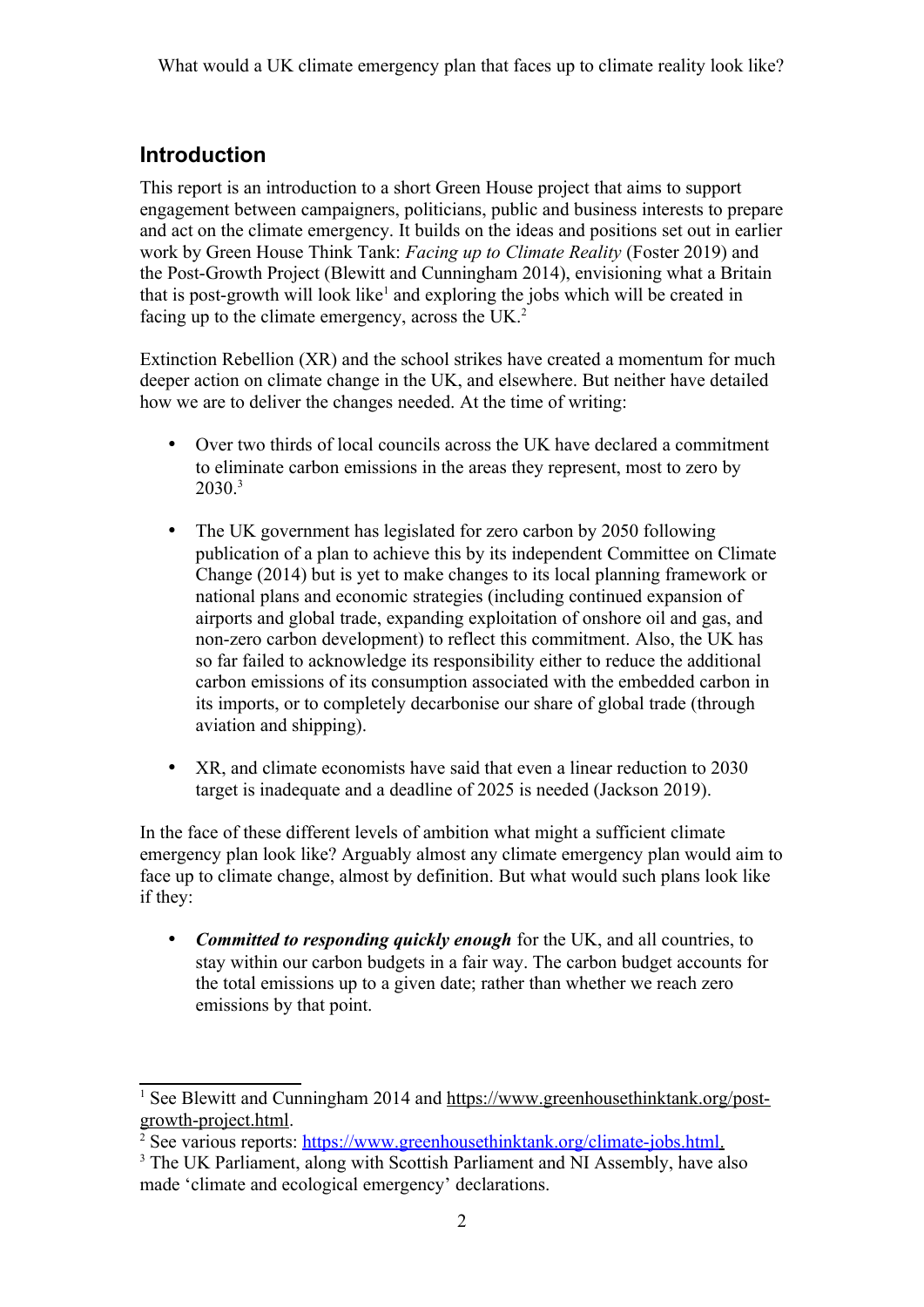## Introduction

This report is an introduction to a short Green House project that aims to support engagement between campaigners, politicians, public and business interests to prepare and act on the climate emergency. It builds on the ideas and positions set out in earlier work by Green House Think Tank: *Facing up to Climate Reality* (Foster 2019) and the Post-Growth Project (Blewitt and Cunningham 2014), envisioning what a Britain that is post-growth will look like[1] and exploring the jobs which will be created in facing up to the climate emergency, across the UK.[2]

Extinction Rebellion (XR) and the school strikes have created a momentum for much deeper action on climate change in the UK, and elsewhere. But neither have detailed how we are to deliver the changes needed. At the time of writing:

- Over two thirds of local councils across the UK have declared a commitment to eliminate carbon emissions in the areas they represent, most to zero by 2030.[3]
- The UK government has legislated for zero carbon by 2050 following publication of a plan to achieve this by its independent Committee on Climate Change (2014) but is yet to make changes to its local planning framework or national plans and economic strategies (including continued expansion of airports and global trade, expanding exploitation of onshore oil and gas, and non-zero carbon development) to reflect this commitment. Also, the UK has so far failed to acknowledge its responsibility either to reduce the additional carbon emissions of its consumption associated with the embedded carbon in its imports, or to completely decarbonise our share of global trade (through aviation and shipping).
- XR, and climate economists have said that even a linear reduction to 2030 target is inadequate and a deadline of 2025 is needed (Jackson 2019).

In the face of these different levels of ambition what might a sufficient climate emergency plan look like? Arguably almost any climate emergency plan would aim to face up to climate change, almost by definition. But what would such plans look like if they:

- ***Committed to responding quickly enough*** for the UK, and all countries, to stay within our carbon budgets in a fair way. The carbon budget accounts for the total emissions up to a given date; rather than whether we reach zero emissions by that point.

---

[1] See Blewitt and Cunningham 2014 and https://www.greenhousethinktank.org/post-growth-project.html.

[2] See various reports: https://www.greenhousethinktank.org/climate-jobs.html.

[3] The UK Parliament, along with Scottish Parliament and NI Assembly, have also made 'climate and ecological emergency' declarations.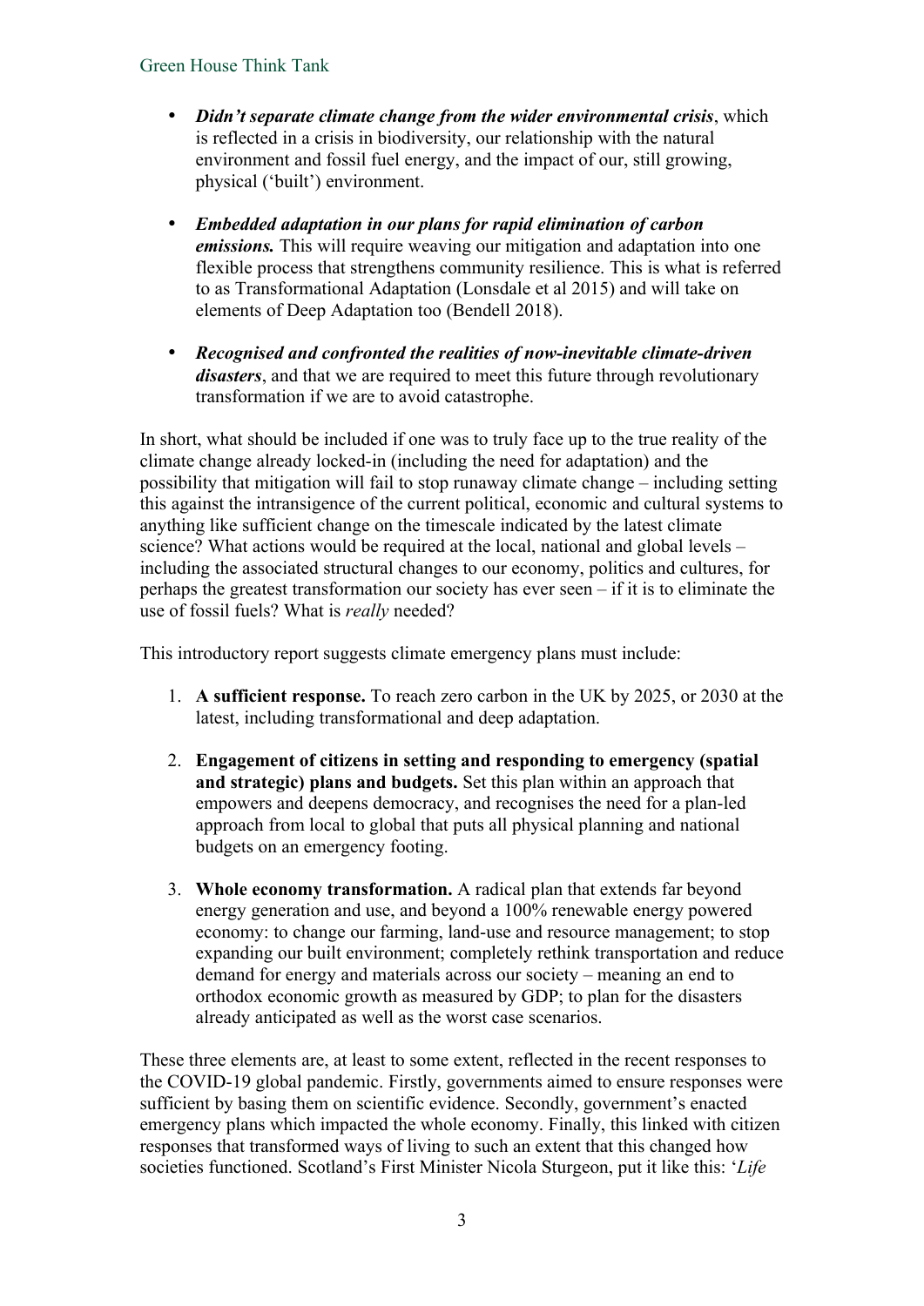- ***Didn't separate climate change from the wider environmental crisis***, which is reflected in a crisis in biodiversity, our relationship with the natural environment and fossil fuel energy, and the impact of our, still growing, physical ('built') environment.

- ***Embedded adaptation in our plans for rapid elimination of carbon emissions.*** This will require weaving our mitigation and adaptation into one flexible process that strengthens community resilience. This is what is referred to as Transformational Adaptation (Lonsdale et al 2015) and will take on elements of Deep Adaptation too (Bendell 2018).

- ***Recognised and confronted the realities of now-inevitable climate-driven disasters***, and that we are required to meet this future through revolutionary transformation if we are to avoid catastrophe.

In short, what should be included if one was to truly face up to the true reality of the climate change already locked-in (including the need for adaptation) and the possibility that mitigation will fail to stop runaway climate change – including setting this against the intransigence of the current political, economic and cultural systems to anything like sufficient change on the timescale indicated by the latest climate science? What actions would be required at the local, national and global levels – including the associated structural changes to our economy, politics and cultures, for perhaps the greatest transformation our society has ever seen – if it is to eliminate the use of fossil fuels? What is *really* needed?

This introductory report suggests climate emergency plans must include:

1. **A sufficient response.** To reach zero carbon in the UK by 2025, or 2030 at the latest, including transformational and deep adaptation.

2. **Engagement of citizens in setting and responding to emergency (spatial and strategic) plans and budgets.** Set this plan within an approach that empowers and deepens democracy, and recognises the need for a plan-led approach from local to global that puts all physical planning and national budgets on an emergency footing.

3. **Whole economy transformation.** A radical plan that extends far beyond energy generation and use, and beyond a 100% renewable energy powered economy: to change our farming, land-use and resource management; to stop expanding our built environment; completely rethink transportation and reduce demand for energy and materials across our society – meaning an end to orthodox economic growth as measured by GDP; to plan for the disasters already anticipated as well as the worst case scenarios.

These three elements are, at least to some extent, reflected in the recent responses to the COVID-19 global pandemic. Firstly, governments aimed to ensure responses were sufficient by basing them on scientific evidence. Secondly, government's enacted emergency plans which impacted the whole economy. Finally, this linked with citizen responses that transformed ways of living to such an extent that this changed how societies functioned. Scotland's First Minister Nicola Sturgeon, put it like this: '*Life*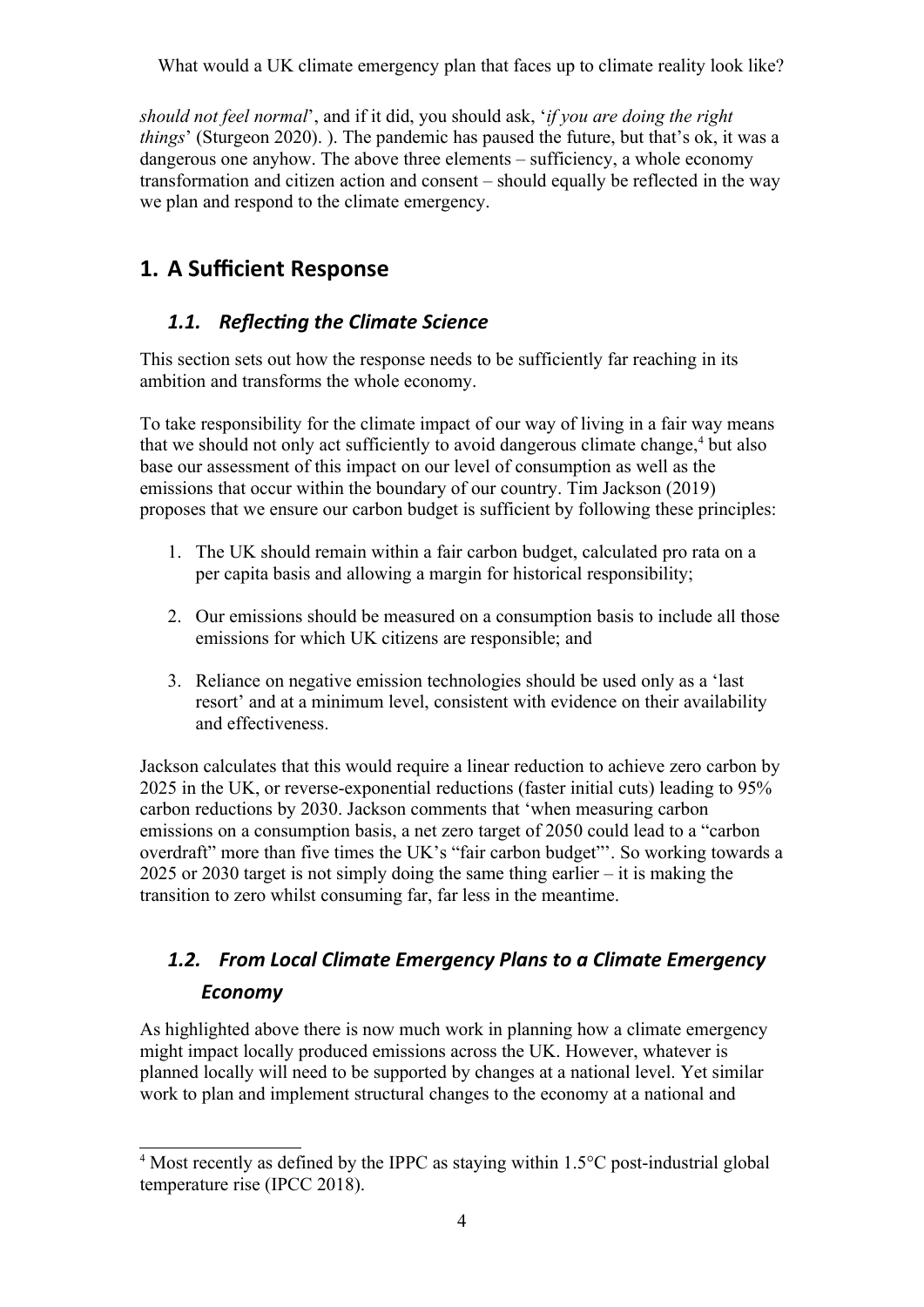*should not feel normal*', and if it did, you should ask, '*if you are doing the right things*' (Sturgeon 2020). ). The pandemic has paused the future, but that's ok, it was a dangerous one anyhow. The above three elements – sufficiency, a whole economy transformation and citizen action and consent – should equally be reflected in the way we plan and respond to the climate emergency.

## 1. A Sufficient Response

### *1.1. Reflecting the Climate Science*

This section sets out how the response needs to be sufficiently far reaching in its ambition and transforms the whole economy.

To take responsibility for the climate impact of our way of living in a fair way means that we should not only act sufficiently to avoid dangerous climate change,[4] but also base our assessment of this impact on our level of consumption as well as the emissions that occur within the boundary of our country. Tim Jackson (2019) proposes that we ensure our carbon budget is sufficient by following these principles:

1. The UK should remain within a fair carbon budget, calculated pro rata on a per capita basis and allowing a margin for historical responsibility;

2. Our emissions should be measured on a consumption basis to include all those emissions for which UK citizens are responsible; and

3. Reliance on negative emission technologies should be used only as a 'last resort' and at a minimum level, consistent with evidence on their availability and effectiveness.

Jackson calculates that this would require a linear reduction to achieve zero carbon by 2025 in the UK, or reverse-exponential reductions (faster initial cuts) leading to 95% carbon reductions by 2030. Jackson comments that 'when measuring carbon emissions on a consumption basis, a net zero target of 2050 could lead to a "carbon overdraft" more than five times the UK's "fair carbon budget"'. So working towards a 2025 or 2030 target is not simply doing the same thing earlier – it is making the transition to zero whilst consuming far, far less in the meantime.

### *1.2. From Local Climate Emergency Plans to a Climate Emergency Economy*

As highlighted above there is now much work in planning how a climate emergency might impact locally produced emissions across the UK. However, whatever is planned locally will need to be supported by changes at a national level. Yet similar work to plan and implement structural changes to the economy at a national and

[4] Most recently as defined by the IPPC as staying within 1.5°C post-industrial global temperature rise (IPCC 2018).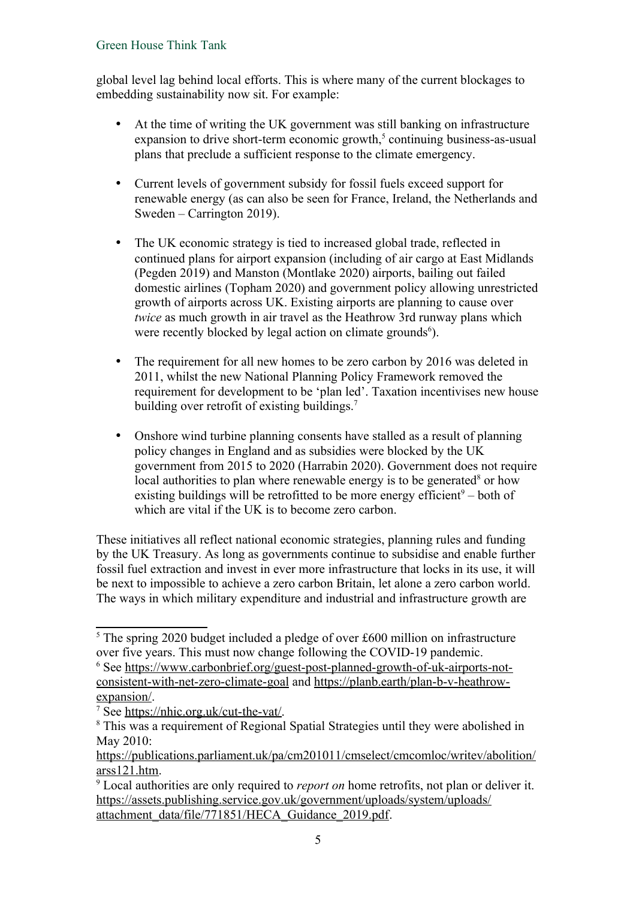global level lag behind local efforts. This is where many of the current blockages to embedding sustainability now sit. For example:

- At the time of writing the UK government was still banking on infrastructure expansion to drive short-term economic growth,[5] continuing business-as-usual plans that preclude a sufficient response to the climate emergency.

- Current levels of government subsidy for fossil fuels exceed support for renewable energy (as can also be seen for France, Ireland, the Netherlands and Sweden – Carrington 2019).

- The UK economic strategy is tied to increased global trade, reflected in continued plans for airport expansion (including of air cargo at East Midlands (Pegden 2019) and Manston (Montlake 2020) airports, bailing out failed domestic airlines (Topham 2020) and government policy allowing unrestricted growth of airports across UK. Existing airports are planning to cause over *twice* as much growth in air travel as the Heathrow 3rd runway plans which were recently blocked by legal action on climate grounds[6]).

- The requirement for all new homes to be zero carbon by 2016 was deleted in 2011, whilst the new National Planning Policy Framework removed the requirement for development to be 'plan led'. Taxation incentivises new house building over retrofit of existing buildings.[7]

- Onshore wind turbine planning consents have stalled as a result of planning policy changes in England and as subsidies were blocked by the UK government from 2015 to 2020 (Harrabin 2020). Government does not require local authorities to plan where renewable energy is to be generated[8] or how existing buildings will be retrofitted to be more energy efficient[9] – both of which are vital if the UK is to become zero carbon.

These initiatives all reflect national economic strategies, planning rules and funding by the UK Treasury. As long as governments continue to subsidise and enable further fossil fuel extraction and invest in ever more infrastructure that locks in its use, it will be next to impossible to achieve a zero carbon Britain, let alone a zero carbon world. The ways in which military expenditure and industrial and infrastructure growth are

---

[5] The spring 2020 budget included a pledge of over £600 million on infrastructure over five years. This must now change following the COVID-19 pandemic.

[6] See https://www.carbonbrief.org/guest-post-planned-growth-of-uk-airports-not-consistent-with-net-zero-climate-goal and https://planb.earth/plan-b-v-heathrow-expansion/.

[7] See https://nhic.org.uk/cut-the-vat/.

[8] This was a requirement of Regional Spatial Strategies until they were abolished in May 2010: https://publications.parliament.uk/pa/cm201011/cmselect/cmcomloc/writev/abolition/arss121.htm.

[9] Local authorities are only required to *report on* home retrofits, not plan or deliver it. https://assets.publishing.service.gov.uk/government/uploads/system/uploads/attachment_data/file/771851/HECA_Guidance_2019.pdf.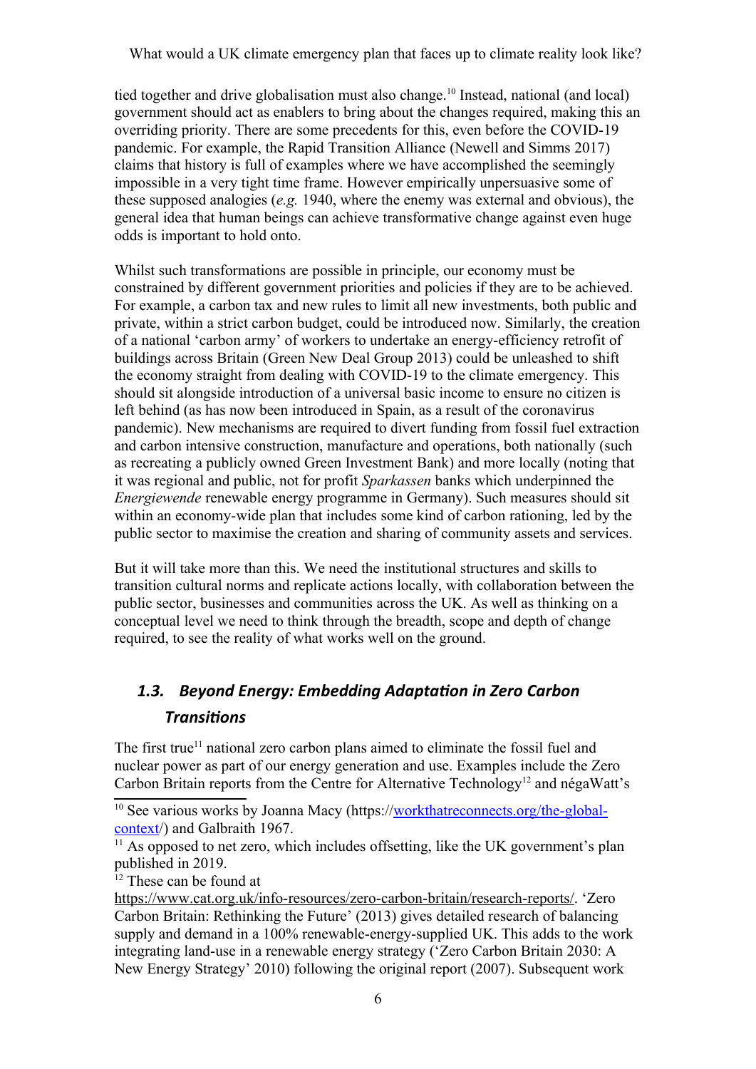tied together and drive globalisation must also change.[10] Instead, national (and local) government should act as enablers to bring about the changes required, making this an overriding priority. There are some precedents for this, even before the COVID-19 pandemic. For example, the Rapid Transition Alliance (Newell and Simms 2017) claims that history is full of examples where we have accomplished the seemingly impossible in a very tight time frame. However empirically unpersuasive some of these supposed analogies (*e.g.* 1940, where the enemy was external and obvious), the general idea that human beings can achieve transformative change against even huge odds is important to hold onto.

Whilst such transformations are possible in principle, our economy must be constrained by different government priorities and policies if they are to be achieved. For example, a carbon tax and new rules to limit all new investments, both public and private, within a strict carbon budget, could be introduced now. Similarly, the creation of a national 'carbon army' of workers to undertake an energy-efficiency retrofit of buildings across Britain (Green New Deal Group 2013) could be unleashed to shift the economy straight from dealing with COVID-19 to the climate emergency. This should sit alongside introduction of a universal basic income to ensure no citizen is left behind (as has now been introduced in Spain, as a result of the coronavirus pandemic). New mechanisms are required to divert funding from fossil fuel extraction and carbon intensive construction, manufacture and operations, both nationally (such as recreating a publicly owned Green Investment Bank) and more locally (noting that it was regional and public, not for profit *Sparkassen* banks which underpinned the *Energiewende* renewable energy programme in Germany). Such measures should sit within an economy-wide plan that includes some kind of carbon rationing, led by the public sector to maximise the creation and sharing of community assets and services.

But it will take more than this. We need the institutional structures and skills to transition cultural norms and replicate actions locally, with collaboration between the public sector, businesses and communities across the UK. As well as thinking on a conceptual level we need to think through the breadth, scope and depth of change required, to see the reality of what works well on the ground.

### *1.3. Beyond Energy: Embedding Adaptation in Zero Carbon Transitions*

The first true[11] national zero carbon plans aimed to eliminate the fossil fuel and nuclear power as part of our energy generation and use. Examples include the Zero Carbon Britain reports from the Centre for Alternative Technology[12] and négaWatt's

---

[10] See various works by Joanna Macy (https://workthatreconnects.org/the-global-context/) and Galbraith 1967.

[11] As opposed to net zero, which includes offsetting, like the UK government's plan published in 2019.

[12] These can be found at https://www.cat.org.uk/info-resources/zero-carbon-britain/research-reports/. 'Zero Carbon Britain: Rethinking the Future' (2013) gives detailed research of balancing supply and demand in a 100% renewable-energy-supplied UK. This adds to the work integrating land-use in a renewable energy strategy ('Zero Carbon Britain 2030: A New Energy Strategy' 2010) following the original report (2007). Subsequent work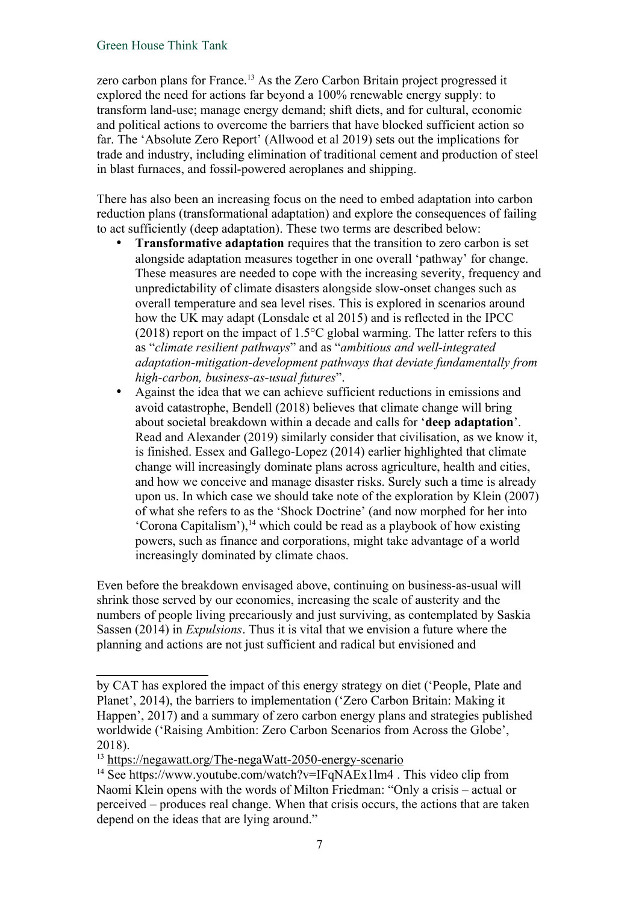zero carbon plans for France.[13] As the Zero Carbon Britain project progressed it explored the need for actions far beyond a 100% renewable energy supply: to transform land-use; manage energy demand; shift diets, and for cultural, economic and political actions to overcome the barriers that have blocked sufficient action so far. The 'Absolute Zero Report' (Allwood et al 2019) sets out the implications for trade and industry, including elimination of traditional cement and production of steel in blast furnaces, and fossil-powered aeroplanes and shipping.

There has also been an increasing focus on the need to embed adaptation into carbon reduction plans (transformational adaptation) and explore the consequences of failing to act sufficiently (deep adaptation). These two terms are described below:

- **Transformative adaptation** requires that the transition to zero carbon is set alongside adaptation measures together in one overall 'pathway' for change. These measures are needed to cope with the increasing severity, frequency and unpredictability of climate disasters alongside slow-onset changes such as overall temperature and sea level rises. This is explored in scenarios around how the UK may adapt (Lonsdale et al 2015) and is reflected in the IPCC (2018) report on the impact of 1.5°C global warming. The latter refers to this as "*climate resilient pathways*" and as "*ambitious and well-integrated adaptation-mitigation-development pathways that deviate fundamentally from high-carbon, business-as-usual futures*".
- Against the idea that we can achieve sufficient reductions in emissions and avoid catastrophe, Bendell (2018) believes that climate change will bring about societal breakdown within a decade and calls for '**deep adaptation**'. Read and Alexander (2019) similarly consider that civilisation, as we know it, is finished. Essex and Gallego-Lopez (2014) earlier highlighted that climate change will increasingly dominate plans across agriculture, health and cities, and how we conceive and manage disaster risks. Surely such a time is already upon us. In which case we should take note of the exploration by Klein (2007) of what she refers to as the 'Shock Doctrine' (and now morphed for her into 'Corona Capitalism'),[14] which could be read as a playbook of how existing powers, such as finance and corporations, might take advantage of a world increasingly dominated by climate chaos.

Even before the breakdown envisaged above, continuing on business-as-usual will shrink those served by our economies, increasing the scale of austerity and the numbers of people living precariously and just surviving, as contemplated by Saskia Sassen (2014) in *Expulsions*. Thus it is vital that we envision a future where the planning and actions are not just sufficient and radical but envisioned and

---

by CAT has explored the impact of this energy strategy on diet ('People, Plate and Planet', 2014), the barriers to implementation ('Zero Carbon Britain: Making it Happen', 2017) and a summary of zero carbon energy plans and strategies published worldwide ('Raising Ambition: Zero Carbon Scenarios from Across the Globe', 2018).

[13] https://negawatt.org/The-negaWatt-2050-energy-scenario

[14] See https://www.youtube.com/watch?v=IFqNAEx1lm4 . This video clip from Naomi Klein opens with the words of Milton Friedman: "Only a crisis – actual or perceived – produces real change. When that crisis occurs, the actions that are taken depend on the ideas that are lying around."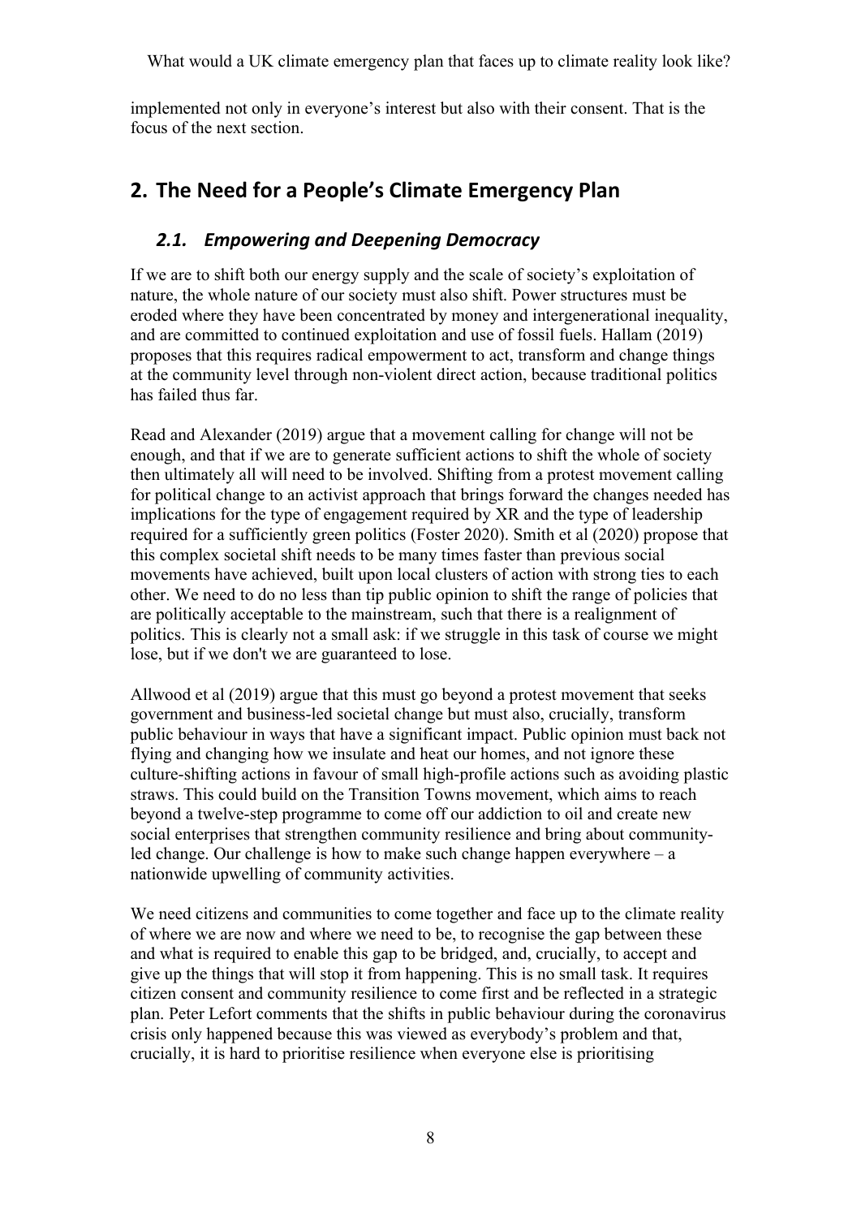implemented not only in everyone's interest but also with their consent. That is the focus of the next section.

## 2. The Need for a People's Climate Emergency Plan

### *2.1. Empowering and Deepening Democracy*

If we are to shift both our energy supply and the scale of society's exploitation of nature, the whole nature of our society must also shift. Power structures must be eroded where they have been concentrated by money and intergenerational inequality, and are committed to continued exploitation and use of fossil fuels. Hallam (2019) proposes that this requires radical empowerment to act, transform and change things at the community level through non-violent direct action, because traditional politics has failed thus far.

Read and Alexander (2019) argue that a movement calling for change will not be enough, and that if we are to generate sufficient actions to shift the whole of society then ultimately all will need to be involved. Shifting from a protest movement calling for political change to an activist approach that brings forward the changes needed has implications for the type of engagement required by XR and the type of leadership required for a sufficiently green politics (Foster 2020). Smith et al (2020) propose that this complex societal shift needs to be many times faster than previous social movements have achieved, built upon local clusters of action with strong ties to each other. We need to do no less than tip public opinion to shift the range of policies that are politically acceptable to the mainstream, such that there is a realignment of politics. This is clearly not a small ask: if we struggle in this task of course we might lose, but if we don't we are guaranteed to lose.

Allwood et al (2019) argue that this must go beyond a protest movement that seeks government and business-led societal change but must also, crucially, transform public behaviour in ways that have a significant impact. Public opinion must back not flying and changing how we insulate and heat our homes, and not ignore these culture-shifting actions in favour of small high-profile actions such as avoiding plastic straws. This could build on the Transition Towns movement, which aims to reach beyond a twelve-step programme to come off our addiction to oil and create new social enterprises that strengthen community resilience and bring about community-led change. Our challenge is how to make such change happen everywhere – a nationwide upwelling of community activities.

We need citizens and communities to come together and face up to the climate reality of where we are now and where we need to be, to recognise the gap between these and what is required to enable this gap to be bridged, and, crucially, to accept and give up the things that will stop it from happening. This is no small task. It requires citizen consent and community resilience to come first and be reflected in a strategic plan. Peter Lefort comments that the shifts in public behaviour during the coronavirus crisis only happened because this was viewed as everybody's problem and that, crucially, it is hard to prioritise resilience when everyone else is prioritising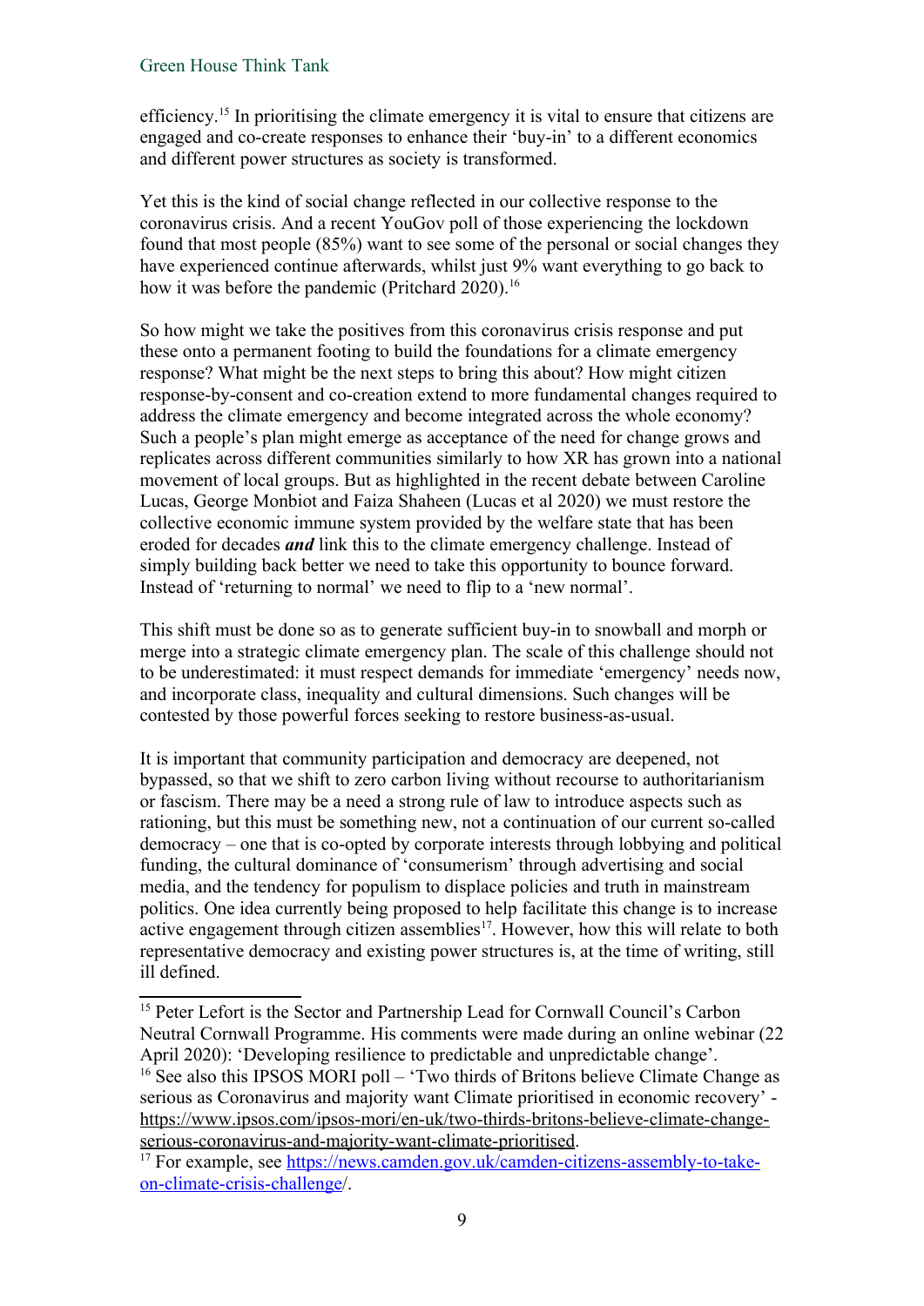efficiency.[15] In prioritising the climate emergency it is vital to ensure that citizens are engaged and co-create responses to enhance their 'buy-in' to a different economics and different power structures as society is transformed.

Yet this is the kind of social change reflected in our collective response to the coronavirus crisis. And a recent YouGov poll of those experiencing the lockdown found that most people (85%) want to see some of the personal or social changes they have experienced continue afterwards, whilst just 9% want everything to go back to how it was before the pandemic (Pritchard 2020).[16]

So how might we take the positives from this coronavirus crisis response and put these onto a permanent footing to build the foundations for a climate emergency response? What might be the next steps to bring this about? How might citizen response-by-consent and co-creation extend to more fundamental changes required to address the climate emergency and become integrated across the whole economy? Such a people's plan might emerge as acceptance of the need for change grows and replicates across different communities similarly to how XR has grown into a national movement of local groups. But as highlighted in the recent debate between Caroline Lucas, George Monbiot and Faiza Shaheen (Lucas et al 2020) we must restore the collective economic immune system provided by the welfare state that has been eroded for decades ***and*** link this to the climate emergency challenge. Instead of simply building back better we need to take this opportunity to bounce forward. Instead of 'returning to normal' we need to flip to a 'new normal'.

This shift must be done so as to generate sufficient buy-in to snowball and morph or merge into a strategic climate emergency plan. The scale of this challenge should not to be underestimated: it must respect demands for immediate 'emergency' needs now, and incorporate class, inequality and cultural dimensions. Such changes will be contested by those powerful forces seeking to restore business-as-usual.

It is important that community participation and democracy are deepened, not bypassed, so that we shift to zero carbon living without recourse to authoritarianism or fascism. There may be a need a strong rule of law to introduce aspects such as rationing, but this must be something new, not a continuation of our current so-called democracy – one that is co-opted by corporate interests through lobbying and political funding, the cultural dominance of 'consumerism' through advertising and social media, and the tendency for populism to displace policies and truth in mainstream politics. One idea currently being proposed to help facilitate this change is to increase active engagement through citizen assemblies[17]. However, how this will relate to both representative democracy and existing power structures is, at the time of writing, still ill defined.

---

[15] Peter Lefort is the Sector and Partnership Lead for Cornwall Council's Carbon Neutral Cornwall Programme. His comments were made during an online webinar (22 April 2020): 'Developing resilience to predictable and unpredictable change'.

[16] See also this IPSOS MORI poll – 'Two thirds of Britons believe Climate Change as serious as Coronavirus and majority want Climate prioritised in economic recovery' - https://www.ipsos.com/ipsos-mori/en-uk/two-thirds-britons-believe-climate-change-serious-coronavirus-and-majority-want-climate-prioritised.

[17] For example, see https://news.camden.gov.uk/camden-citizens-assembly-to-take-on-climate-crisis-challenge/.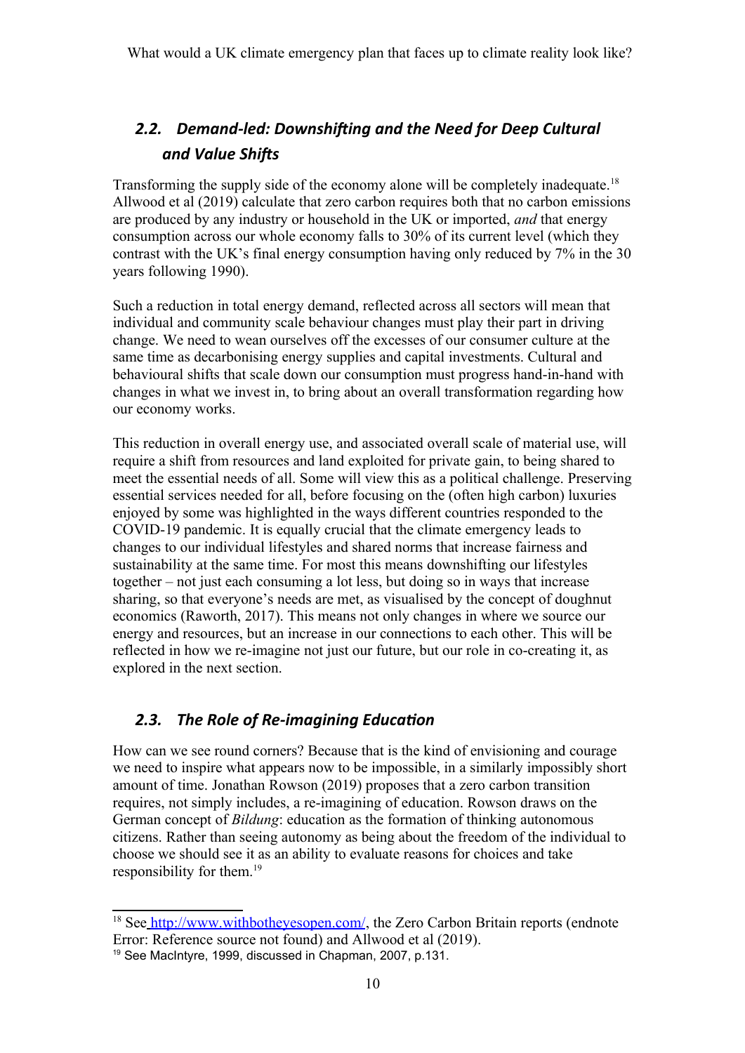## *2.2. Demand-led: Downshifting and the Need for Deep Cultural and Value Shifts*

Transforming the supply side of the economy alone will be completely inadequate.[18] Allwood et al (2019) calculate that zero carbon requires both that no carbon emissions are produced by any industry or household in the UK or imported, *and* that energy consumption across our whole economy falls to 30% of its current level (which they contrast with the UK's final energy consumption having only reduced by 7% in the 30 years following 1990).

Such a reduction in total energy demand, reflected across all sectors will mean that individual and community scale behaviour changes must play their part in driving change. We need to wean ourselves off the excesses of our consumer culture at the same time as decarbonising energy supplies and capital investments. Cultural and behavioural shifts that scale down our consumption must progress hand-in-hand with changes in what we invest in, to bring about an overall transformation regarding how our economy works.

This reduction in overall energy use, and associated overall scale of material use, will require a shift from resources and land exploited for private gain, to being shared to meet the essential needs of all. Some will view this as a political challenge. Preserving essential services needed for all, before focusing on the (often high carbon) luxuries enjoyed by some was highlighted in the ways different countries responded to the COVID-19 pandemic. It is equally crucial that the climate emergency leads to changes to our individual lifestyles and shared norms that increase fairness and sustainability at the same time. For most this means downshifting our lifestyles together – not just each consuming a lot less, but doing so in ways that increase sharing, so that everyone's needs are met, as visualised by the concept of doughnut economics (Raworth, 2017). This means not only changes in where we source our energy and resources, but an increase in our connections to each other. This will be reflected in how we re-imagine not just our future, but our role in co-creating it, as explored in the next section.

## *2.3. The Role of Re-imagining Education*

How can we see round corners? Because that is the kind of envisioning and courage we need to inspire what appears now to be impossible, in a similarly impossibly short amount of time. Jonathan Rowson (2019) proposes that a zero carbon transition requires, not simply includes, a re-imagining of education. Rowson draws on the German concept of *Bildung*: education as the formation of thinking autonomous citizens. Rather than seeing autonomy as being about the freedom of the individual to choose we should see it as an ability to evaluate reasons for choices and take responsibility for them.[19]

---

[18] See http://www.withbotheyesopen.com/, the Zero Carbon Britain reports (endnote Error: Reference source not found) and Allwood et al (2019).

[19] See MacIntyre, 1999, discussed in Chapman, 2007, p.131.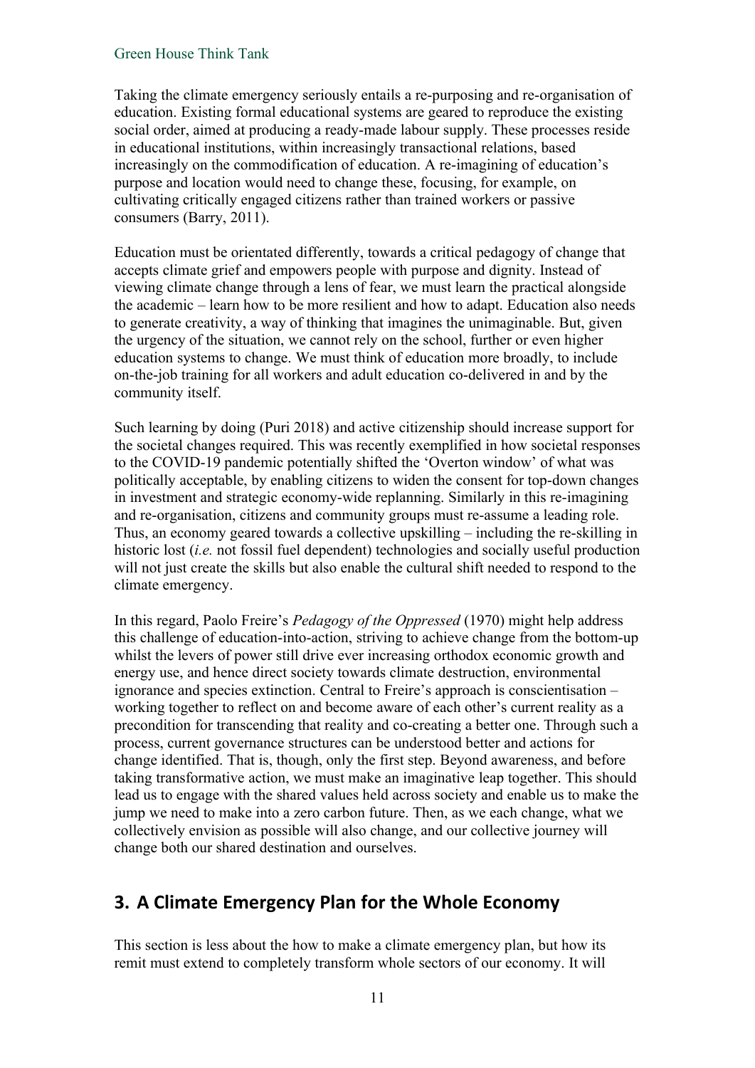Taking the climate emergency seriously entails a re-purposing and re-organisation of education. Existing formal educational systems are geared to reproduce the existing social order, aimed at producing a ready-made labour supply. These processes reside in educational institutions, within increasingly transactional relations, based increasingly on the commodification of education. A re-imagining of education's purpose and location would need to change these, focusing, for example, on cultivating critically engaged citizens rather than trained workers or passive consumers (Barry, 2011).

Education must be orientated differently, towards a critical pedagogy of change that accepts climate grief and empowers people with purpose and dignity. Instead of viewing climate change through a lens of fear, we must learn the practical alongside the academic – learn how to be more resilient and how to adapt. Education also needs to generate creativity, a way of thinking that imagines the unimaginable. But, given the urgency of the situation, we cannot rely on the school, further or even higher education systems to change. We must think of education more broadly, to include on-the-job training for all workers and adult education co-delivered in and by the community itself.

Such learning by doing (Puri 2018) and active citizenship should increase support for the societal changes required. This was recently exemplified in how societal responses to the COVID-19 pandemic potentially shifted the 'Overton window' of what was politically acceptable, by enabling citizens to widen the consent for top-down changes in investment and strategic economy-wide replanning. Similarly in this re-imagining and re-organisation, citizens and community groups must re-assume a leading role. Thus, an economy geared towards a collective upskilling – including the re-skilling in historic lost (*i.e.* not fossil fuel dependent) technologies and socially useful production will not just create the skills but also enable the cultural shift needed to respond to the climate emergency.

In this regard, Paolo Freire's *Pedagogy of the Oppressed* (1970) might help address this challenge of education-into-action, striving to achieve change from the bottom-up whilst the levers of power still drive ever increasing orthodox economic growth and energy use, and hence direct society towards climate destruction, environmental ignorance and species extinction. Central to Freire's approach is conscientisation – working together to reflect on and become aware of each other's current reality as a precondition for transcending that reality and co-creating a better one. Through such a process, current governance structures can be understood better and actions for change identified. That is, though, only the first step. Beyond awareness, and before taking transformative action, we must make an imaginative leap together. This should lead us to engage with the shared values held across society and enable us to make the jump we need to make into a zero carbon future. Then, as we each change, what we collectively envision as possible will also change, and our collective journey will change both our shared destination and ourselves.

## 3. A Climate Emergency Plan for the Whole Economy

This section is less about the how to make a climate emergency plan, but how its remit must extend to completely transform whole sectors of our economy. It will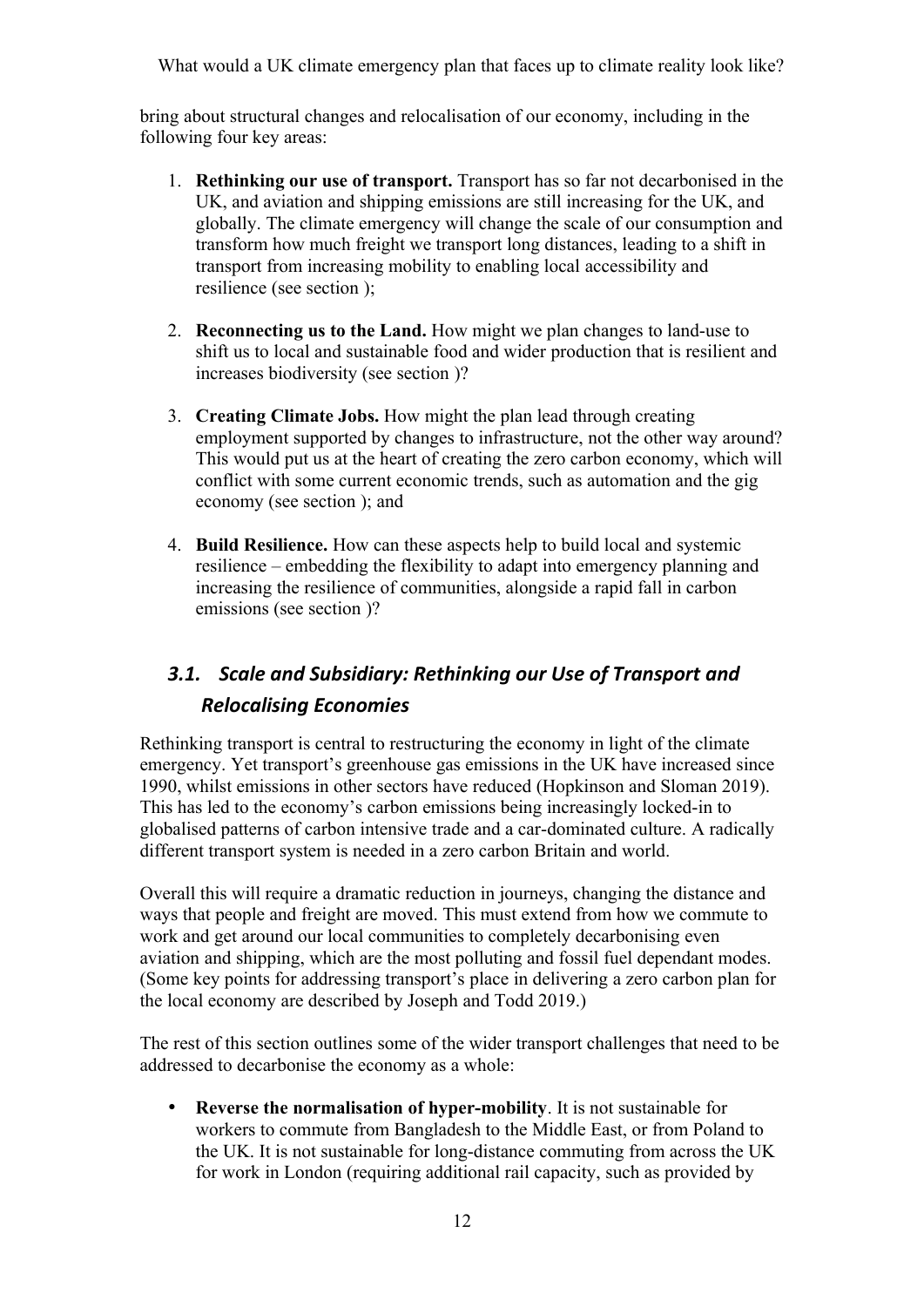bring about structural changes and relocalisation of our economy, including in the following four key areas:

1. **Rethinking our use of transport.** Transport has so far not decarbonised in the UK, and aviation and shipping emissions are still increasing for the UK, and globally. The climate emergency will change the scale of our consumption and transform how much freight we transport long distances, leading to a shift in transport from increasing mobility to enabling local accessibility and resilience (see section );

2. **Reconnecting us to the Land.** How might we plan changes to land-use to shift us to local and sustainable food and wider production that is resilient and increases biodiversity (see section )?

3. **Creating Climate Jobs.** How might the plan lead through creating employment supported by changes to infrastructure, not the other way around? This would put us at the heart of creating the zero carbon economy, which will conflict with some current economic trends, such as automation and the gig economy (see section ); and

4. **Build Resilience.** How can these aspects help to build local and systemic resilience – embedding the flexibility to adapt into emergency planning and increasing the resilience of communities, alongside a rapid fall in carbon emissions (see section )?

## *3.1. Scale and Subsidiary: Rethinking our Use of Transport and Relocalising Economies*

Rethinking transport is central to restructuring the economy in light of the climate emergency. Yet transport's greenhouse gas emissions in the UK have increased since 1990, whilst emissions in other sectors have reduced (Hopkinson and Sloman 2019). This has led to the economy's carbon emissions being increasingly locked-in to globalised patterns of carbon intensive trade and a car-dominated culture. A radically different transport system is needed in a zero carbon Britain and world.

Overall this will require a dramatic reduction in journeys, changing the distance and ways that people and freight are moved. This must extend from how we commute to work and get around our local communities to completely decarbonising even aviation and shipping, which are the most polluting and fossil fuel dependant modes. (Some key points for addressing transport's place in delivering a zero carbon plan for the local economy are described by Joseph and Todd 2019.)

The rest of this section outlines some of the wider transport challenges that need to be addressed to decarbonise the economy as a whole:

- **Reverse the normalisation of hyper-mobility**. It is not sustainable for workers to commute from Bangladesh to the Middle East, or from Poland to the UK. It is not sustainable for long-distance commuting from across the UK for work in London (requiring additional rail capacity, such as provided by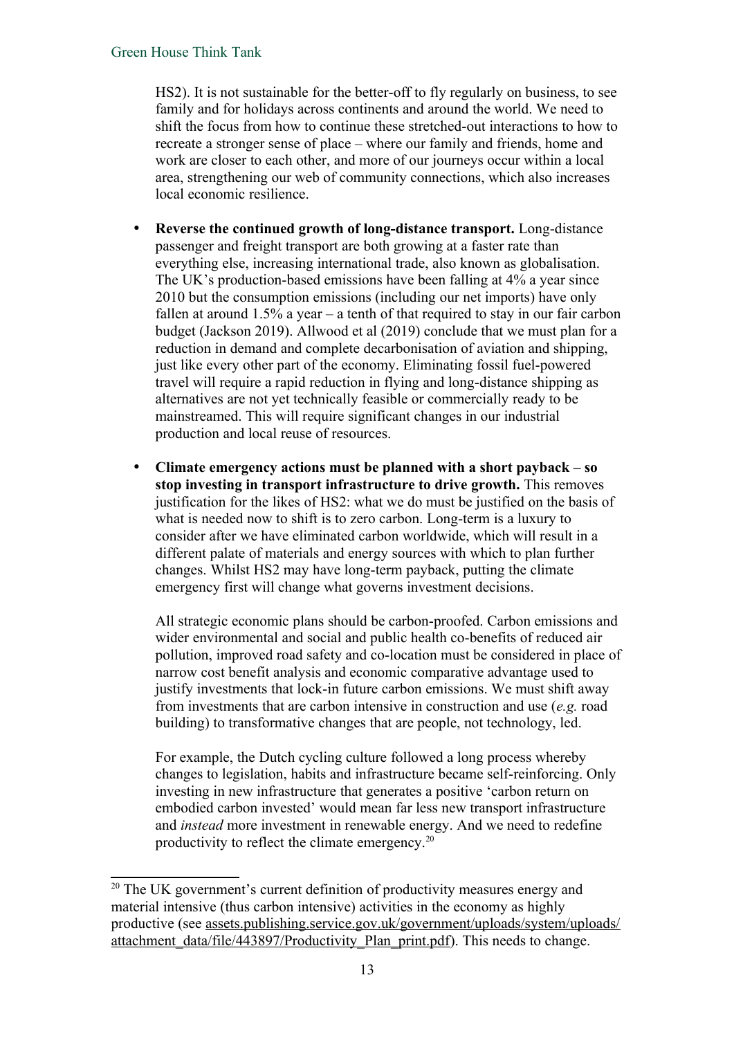HS2). It is not sustainable for the better-off to fly regularly on business, to see family and for holidays across continents and around the world. We need to shift the focus from how to continue these stretched-out interactions to how to recreate a stronger sense of place – where our family and friends, home and work are closer to each other, and more of our journeys occur within a local area, strengthening our web of community connections, which also increases local economic resilience.

- **Reverse the continued growth of long-distance transport.** Long-distance passenger and freight transport are both growing at a faster rate than everything else, increasing international trade, also known as globalisation. The UK's production-based emissions have been falling at 4% a year since 2010 but the consumption emissions (including our net imports) have only fallen at around 1.5% a year – a tenth of that required to stay in our fair carbon budget (Jackson 2019). Allwood et al (2019) conclude that we must plan for a reduction in demand and complete decarbonisation of aviation and shipping, just like every other part of the economy. Eliminating fossil fuel-powered travel will require a rapid reduction in flying and long-distance shipping as alternatives are not yet technically feasible or commercially ready to be mainstreamed. This will require significant changes in our industrial production and local reuse of resources.

- **Climate emergency actions must be planned with a short payback – so stop investing in transport infrastructure to drive growth.** This removes justification for the likes of HS2: what we do must be justified on the basis of what is needed now to shift is to zero carbon. Long-term is a luxury to consider after we have eliminated carbon worldwide, which will result in a different palate of materials and energy sources with which to plan further changes. Whilst HS2 may have long-term payback, putting the climate emergency first will change what governs investment decisions.

  All strategic economic plans should be carbon-proofed. Carbon emissions and wider environmental and social and public health co-benefits of reduced air pollution, improved road safety and co-location must be considered in place of narrow cost benefit analysis and economic comparative advantage used to justify investments that lock-in future carbon emissions. We must shift away from investments that are carbon intensive in construction and use (*e.g.* road building) to transformative changes that are people, not technology, led.

  For example, the Dutch cycling culture followed a long process whereby changes to legislation, habits and infrastructure became self-reinforcing. Only investing in new infrastructure that generates a positive 'carbon return on embodied carbon invested' would mean far less new transport infrastructure and *instead* more investment in renewable energy. And we need to redefine productivity to reflect the climate emergency.[20]

---

[20] The UK government's current definition of productivity measures energy and material intensive (thus carbon intensive) activities in the economy as highly productive (see assets.publishing.service.gov.uk/government/uploads/system/uploads/attachment_data/file/443897/Productivity_Plan_print.pdf). This needs to change.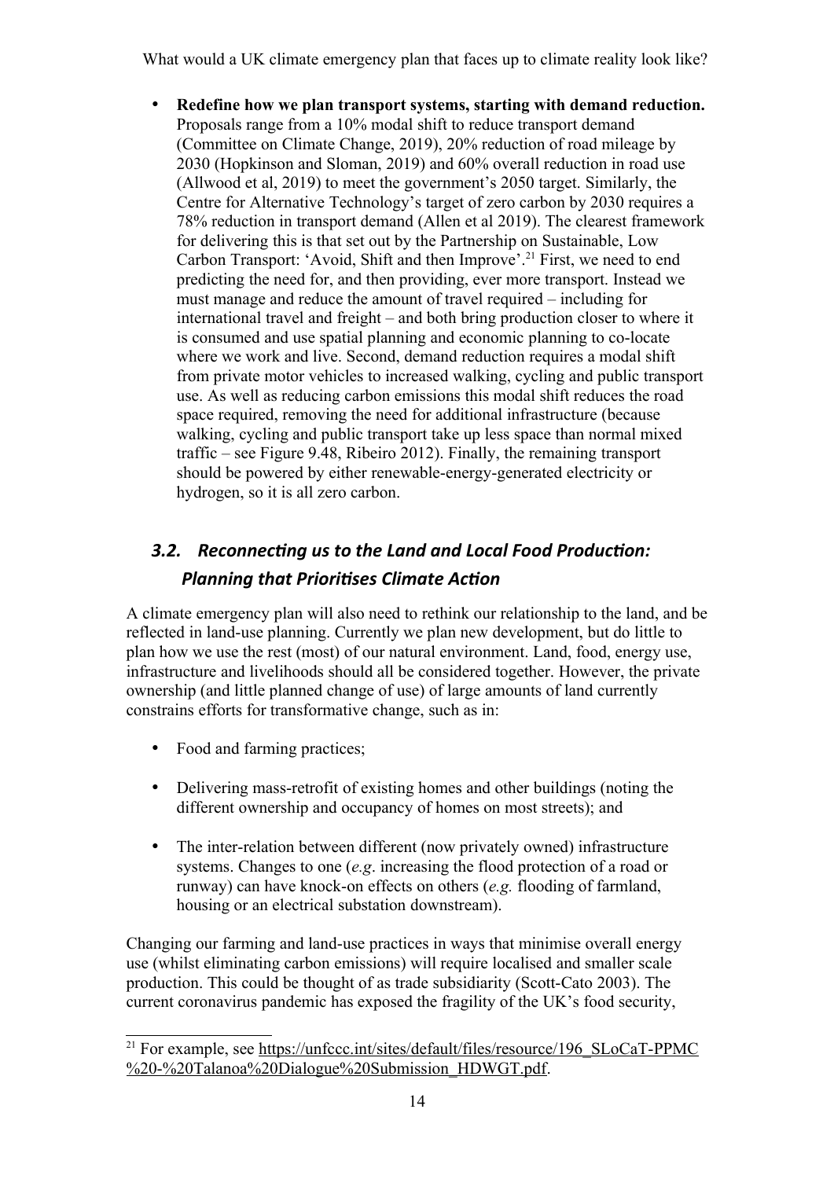- **Redefine how we plan transport systems, starting with demand reduction.** Proposals range from a 10% modal shift to reduce transport demand (Committee on Climate Change, 2019), 20% reduction of road mileage by 2030 (Hopkinson and Sloman, 2019) and 60% overall reduction in road use (Allwood et al, 2019) to meet the government's 2050 target. Similarly, the Centre for Alternative Technology's target of zero carbon by 2030 requires a 78% reduction in transport demand (Allen et al 2019). The clearest framework for delivering this is that set out by the Partnership on Sustainable, Low Carbon Transport: 'Avoid, Shift and then Improve'.[21] First, we need to end predicting the need for, and then providing, ever more transport. Instead we must manage and reduce the amount of travel required – including for international travel and freight – and both bring production closer to where it is consumed and use spatial planning and economic planning to co-locate where we work and live. Second, demand reduction requires a modal shift from private motor vehicles to increased walking, cycling and public transport use. As well as reducing carbon emissions this modal shift reduces the road space required, removing the need for additional infrastructure (because walking, cycling and public transport take up less space than normal mixed traffic – see Figure 9.48, Ribeiro 2012). Finally, the remaining transport should be powered by either renewable-energy-generated electricity or hydrogen, so it is all zero carbon.

### *3.2. Reconnecting us to the Land and Local Food Production: Planning that Prioritises Climate Action*

A climate emergency plan will also need to rethink our relationship to the land, and be reflected in land-use planning. Currently we plan new development, but do little to plan how we use the rest (most) of our natural environment. Land, food, energy use, infrastructure and livelihoods should all be considered together. However, the private ownership (and little planned change of use) of large amounts of land currently constrains efforts for transformative change, such as in:

- Food and farming practices;
- Delivering mass-retrofit of existing homes and other buildings (noting the different ownership and occupancy of homes on most streets); and
- The inter-relation between different (now privately owned) infrastructure systems. Changes to one (*e.g*. increasing the flood protection of a road or runway) can have knock-on effects on others (*e.g.* flooding of farmland, housing or an electrical substation downstream).

Changing our farming and land-use practices in ways that minimise overall energy use (whilst eliminating carbon emissions) will require localised and smaller scale production. This could be thought of as trade subsidiarity (Scott-Cato 2003). The current coronavirus pandemic has exposed the fragility of the UK's food security,

[21] For example, see https://unfccc.int/sites/default/files/resource/196_SLoCaT-PPMC%20-%20Talanoa%20Dialogue%20Submission_HDWGT.pdf.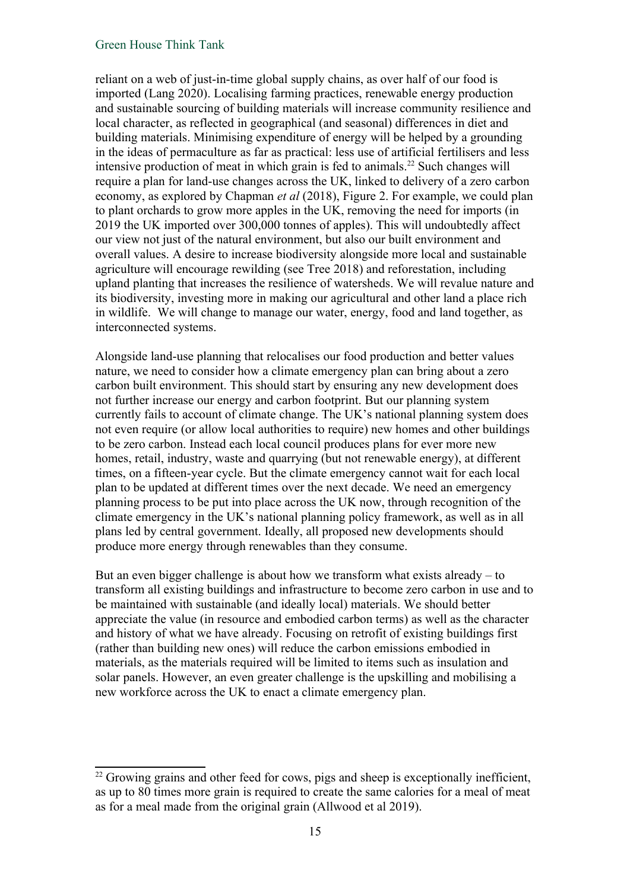reliant on a web of just-in-time global supply chains, as over half of our food is imported (Lang 2020). Localising farming practices, renewable energy production and sustainable sourcing of building materials will increase community resilience and local character, as reflected in geographical (and seasonal) differences in diet and building materials. Minimising expenditure of energy will be helped by a grounding in the ideas of permaculture as far as practical: less use of artificial fertilisers and less intensive production of meat in which grain is fed to animals.[22] Such changes will require a plan for land-use changes across the UK, linked to delivery of a zero carbon economy, as explored by Chapman *et al* (2018), Figure 2. For example, we could plan to plant orchards to grow more apples in the UK, removing the need for imports (in 2019 the UK imported over 300,000 tonnes of apples). This will undoubtedly affect our view not just of the natural environment, but also our built environment and overall values. A desire to increase biodiversity alongside more local and sustainable agriculture will encourage rewilding (see Tree 2018) and reforestation, including upland planting that increases the resilience of watersheds. We will revalue nature and its biodiversity, investing more in making our agricultural and other land a place rich in wildlife. We will change to manage our water, energy, food and land together, as interconnected systems.

Alongside land-use planning that relocalises our food production and better values nature, we need to consider how a climate emergency plan can bring about a zero carbon built environment. This should start by ensuring any new development does not further increase our energy and carbon footprint. But our planning system currently fails to account of climate change. The UK's national planning system does not even require (or allow local authorities to require) new homes and other buildings to be zero carbon. Instead each local council produces plans for ever more new homes, retail, industry, waste and quarrying (but not renewable energy), at different times, on a fifteen-year cycle. But the climate emergency cannot wait for each local plan to be updated at different times over the next decade. We need an emergency planning process to be put into place across the UK now, through recognition of the climate emergency in the UK's national planning policy framework, as well as in all plans led by central government. Ideally, all proposed new developments should produce more energy through renewables than they consume.

But an even bigger challenge is about how we transform what exists already – to transform all existing buildings and infrastructure to become zero carbon in use and to be maintained with sustainable (and ideally local) materials. We should better appreciate the value (in resource and embodied carbon terms) as well as the character and history of what we have already. Focusing on retrofit of existing buildings first (rather than building new ones) will reduce the carbon emissions embodied in materials, as the materials required will be limited to items such as insulation and solar panels. However, an even greater challenge is the upskilling and mobilising a new workforce across the UK to enact a climate emergency plan.

---

[22] Growing grains and other feed for cows, pigs and sheep is exceptionally inefficient, as up to 80 times more grain is required to create the same calories for a meal of meat as for a meal made from the original grain (Allwood et al 2019).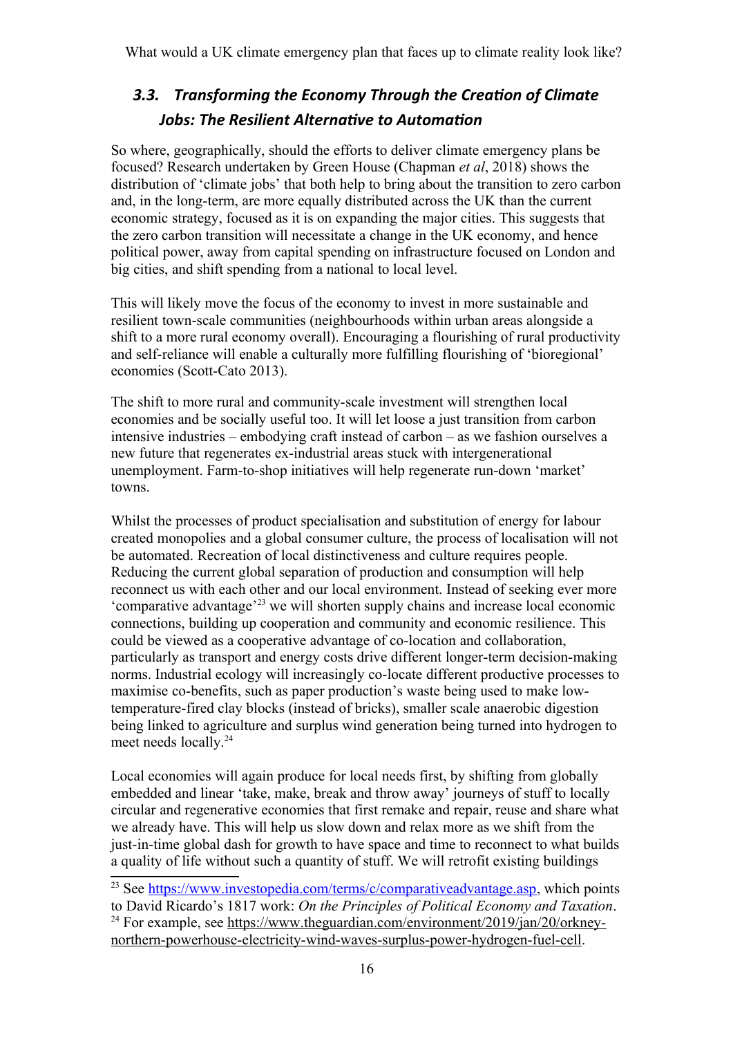## *3.3. Transforming the Economy Through the Creation of Climate Jobs: The Resilient Alternative to Automation*

So where, geographically, should the efforts to deliver climate emergency plans be focused? Research undertaken by Green House (Chapman *et al*, 2018) shows the distribution of 'climate jobs' that both help to bring about the transition to zero carbon and, in the long-term, are more equally distributed across the UK than the current economic strategy, focused as it is on expanding the major cities. This suggests that the zero carbon transition will necessitate a change in the UK economy, and hence political power, away from capital spending on infrastructure focused on London and big cities, and shift spending from a national to local level.

This will likely move the focus of the economy to invest in more sustainable and resilient town-scale communities (neighbourhoods within urban areas alongside a shift to a more rural economy overall). Encouraging a flourishing of rural productivity and self-reliance will enable a culturally more fulfilling flourishing of 'bioregional' economies (Scott-Cato 2013).

The shift to more rural and community-scale investment will strengthen local economies and be socially useful too. It will let loose a just transition from carbon intensive industries – embodying craft instead of carbon – as we fashion ourselves a new future that regenerates ex-industrial areas stuck with intergenerational unemployment. Farm-to-shop initiatives will help regenerate run-down 'market' towns.

Whilst the processes of product specialisation and substitution of energy for labour created monopolies and a global consumer culture, the process of localisation will not be automated. Recreation of local distinctiveness and culture requires people. Reducing the current global separation of production and consumption will help reconnect us with each other and our local environment. Instead of seeking ever more 'comparative advantage'[23] we will shorten supply chains and increase local economic connections, building up cooperation and community and economic resilience. This could be viewed as a cooperative advantage of co-location and collaboration, particularly as transport and energy costs drive different longer-term decision-making norms. Industrial ecology will increasingly co-locate different productive processes to maximise co-benefits, such as paper production's waste being used to make low-temperature-fired clay blocks (instead of bricks), smaller scale anaerobic digestion being linked to agriculture and surplus wind generation being turned into hydrogen to meet needs locally.[24]

Local economies will again produce for local needs first, by shifting from globally embedded and linear 'take, make, break and throw away' journeys of stuff to locally circular and regenerative economies that first remake and repair, reuse and share what we already have. This will help us slow down and relax more as we shift from the just-in-time global dash for growth to have space and time to reconnect to what builds a quality of life without such a quantity of stuff. We will retrofit existing buildings

[23] See https://www.investopedia.com/terms/c/comparativeadvantage.asp, which points to David Ricardo's 1817 work: *On the Principles of Political Economy and Taxation*.

[24] For example, see https://www.theguardian.com/environment/2019/jan/20/orkney-northern-powerhouse-electricity-wind-waves-surplus-power-hydrogen-fuel-cell.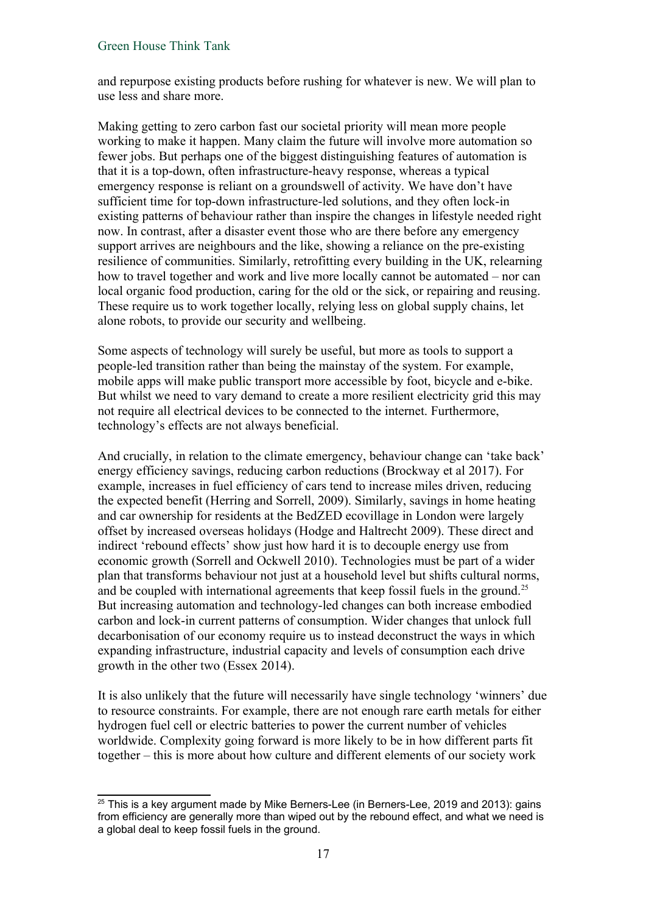and repurpose existing products before rushing for whatever is new. We will plan to use less and share more.

Making getting to zero carbon fast our societal priority will mean more people working to make it happen. Many claim the future will involve more automation so fewer jobs. But perhaps one of the biggest distinguishing features of automation is that it is a top-down, often infrastructure-heavy response, whereas a typical emergency response is reliant on a groundswell of activity. We have don't have sufficient time for top-down infrastructure-led solutions, and they often lock-in existing patterns of behaviour rather than inspire the changes in lifestyle needed right now. In contrast, after a disaster event those who are there before any emergency support arrives are neighbours and the like, showing a reliance on the pre-existing resilience of communities. Similarly, retrofitting every building in the UK, relearning how to travel together and work and live more locally cannot be automated – nor can local organic food production, caring for the old or the sick, or repairing and reusing. These require us to work together locally, relying less on global supply chains, let alone robots, to provide our security and wellbeing.

Some aspects of technology will surely be useful, but more as tools to support a people-led transition rather than being the mainstay of the system. For example, mobile apps will make public transport more accessible by foot, bicycle and e-bike. But whilst we need to vary demand to create a more resilient electricity grid this may not require all electrical devices to be connected to the internet. Furthermore, technology's effects are not always beneficial.

And crucially, in relation to the climate emergency, behaviour change can 'take back' energy efficiency savings, reducing carbon reductions (Brockway et al 2017). For example, increases in fuel efficiency of cars tend to increase miles driven, reducing the expected benefit (Herring and Sorrell, 2009). Similarly, savings in home heating and car ownership for residents at the BedZED ecovillage in London were largely offset by increased overseas holidays (Hodge and Haltrecht 2009). These direct and indirect 'rebound effects' show just how hard it is to decouple energy use from economic growth (Sorrell and Ockwell 2010). Technologies must be part of a wider plan that transforms behaviour not just at a household level but shifts cultural norms, and be coupled with international agreements that keep fossil fuels in the ground.[25] But increasing automation and technology-led changes can both increase embodied carbon and lock-in current patterns of consumption. Wider changes that unlock full decarbonisation of our economy require us to instead deconstruct the ways in which expanding infrastructure, industrial capacity and levels of consumption each drive growth in the other two (Essex 2014).

It is also unlikely that the future will necessarily have single technology 'winners' due to resource constraints. For example, there are not enough rare earth metals for either hydrogen fuel cell or electric batteries to power the current number of vehicles worldwide. Complexity going forward is more likely to be in how different parts fit together – this is more about how culture and different elements of our society work

---

[25] This is a key argument made by Mike Berners-Lee (in Berners-Lee, 2019 and 2013): gains from efficiency are generally more than wiped out by the rebound effect, and what we need is a global deal to keep fossil fuels in the ground.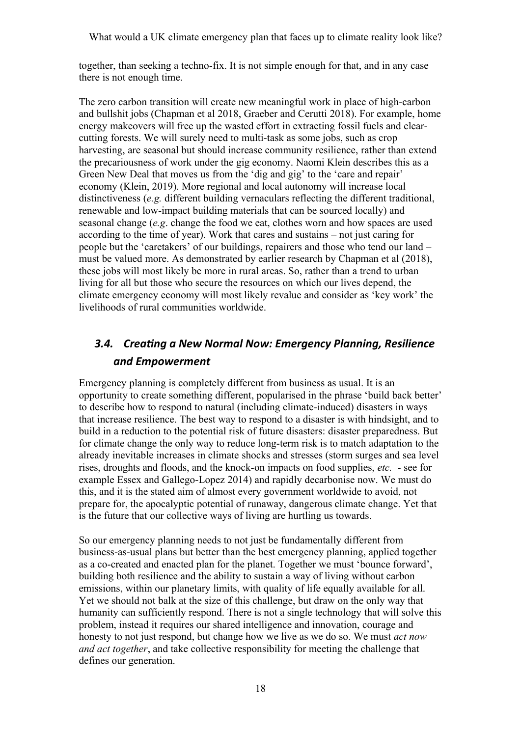together, than seeking a techno-fix. It is not simple enough for that, and in any case there is not enough time.

The zero carbon transition will create new meaningful work in place of high-carbon and bullshit jobs (Chapman et al 2018, Graeber and Cerutti 2018). For example, home energy makeovers will free up the wasted effort in extracting fossil fuels and clear-cutting forests. We will surely need to multi-task as some jobs, such as crop harvesting, are seasonal but should increase community resilience, rather than extend the precariousness of work under the gig economy. Naomi Klein describes this as a Green New Deal that moves us from the 'dig and gig' to the 'care and repair' economy (Klein, 2019). More regional and local autonomy will increase local distinctiveness (*e.g.* different building vernaculars reflecting the different traditional, renewable and low-impact building materials that can be sourced locally) and seasonal change (*e.g*. change the food we eat, clothes worn and how spaces are used according to the time of year). Work that cares and sustains – not just caring for people but the 'caretakers' of our buildings, repairers and those who tend our land – must be valued more. As demonstrated by earlier research by Chapman et al (2018), these jobs will most likely be more in rural areas. So, rather than a trend to urban living for all but those who secure the resources on which our lives depend, the climate emergency economy will most likely revalue and consider as 'key work' the livelihoods of rural communities worldwide.

### *3.4. Creating a New Normal Now: Emergency Planning, Resilience and Empowerment*

Emergency planning is completely different from business as usual. It is an opportunity to create something different, popularised in the phrase 'build back better' to describe how to respond to natural (including climate-induced) disasters in ways that increase resilience. The best way to respond to a disaster is with hindsight, and to build in a reduction to the potential risk of future disasters: disaster preparedness. But for climate change the only way to reduce long-term risk is to match adaptation to the already inevitable increases in climate shocks and stresses (storm surges and sea level rises, droughts and floods, and the knock-on impacts on food supplies, *etc.* - see for example Essex and Gallego-Lopez 2014) and rapidly decarbonise now. We must do this, and it is the stated aim of almost every government worldwide to avoid, not prepare for, the apocalyptic potential of runaway, dangerous climate change. Yet that is the future that our collective ways of living are hurtling us towards.

So our emergency planning needs to not just be fundamentally different from business-as-usual plans but better than the best emergency planning, applied together as a co-created and enacted plan for the planet. Together we must 'bounce forward', building both resilience and the ability to sustain a way of living without carbon emissions, within our planetary limits, with quality of life equally available for all. Yet we should not balk at the size of this challenge, but draw on the only way that humanity can sufficiently respond. There is not a single technology that will solve this problem, instead it requires our shared intelligence and innovation, courage and honesty to not just respond, but change how we live as we do so. We must *act now and act together*, and take collective responsibility for meeting the challenge that defines our generation.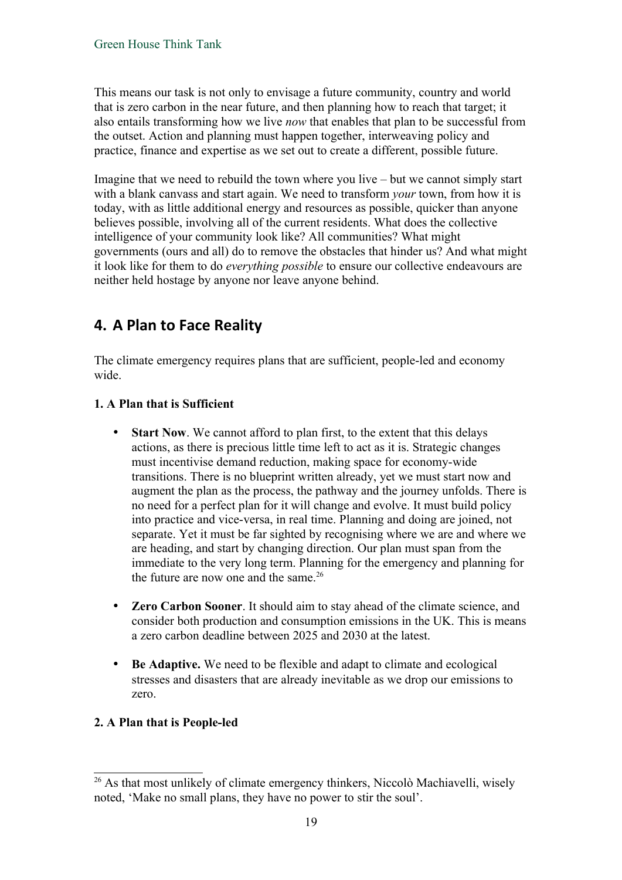This means our task is not only to envisage a future community, country and world that is zero carbon in the near future, and then planning how to reach that target; it also entails transforming how we live *now* that enables that plan to be successful from the outset. Action and planning must happen together, interweaving policy and practice, finance and expertise as we set out to create a different, possible future.

Imagine that we need to rebuild the town where you live – but we cannot simply start with a blank canvass and start again. We need to transform *your* town, from how it is today, with as little additional energy and resources as possible, quicker than anyone believes possible, involving all of the current residents. What does the collective intelligence of your community look like? All communities? What might governments (ours and all) do to remove the obstacles that hinder us? And what might it look like for them to do *everything possible* to ensure our collective endeavours are neither held hostage by anyone nor leave anyone behind.

## 4. A Plan to Face Reality

The climate emergency requires plans that are sufficient, people-led and economy wide.

**1. A Plan that is Sufficient**

- **Start Now**. We cannot afford to plan first, to the extent that this delays actions, as there is precious little time left to act as it is. Strategic changes must incentivise demand reduction, making space for economy-wide transitions. There is no blueprint written already, yet we must start now and augment the plan as the process, the pathway and the journey unfolds. There is no need for a perfect plan for it will change and evolve. It must build policy into practice and vice-versa, in real time. Planning and doing are joined, not separate. Yet it must be far sighted by recognising where we are and where we are heading, and start by changing direction. Our plan must span from the immediate to the very long term. Planning for the emergency and planning for the future are now one and the same.[26]

- **Zero Carbon Sooner**. It should aim to stay ahead of the climate science, and consider both production and consumption emissions in the UK. This is means a zero carbon deadline between 2025 and 2030 at the latest.

- **Be Adaptive.** We need to be flexible and adapt to climate and ecological stresses and disasters that are already inevitable as we drop our emissions to zero.

**2. A Plan that is People-led**

[26] As that most unlikely of climate emergency thinkers, Niccolò Machiavelli, wisely noted, 'Make no small plans, they have no power to stir the soul'.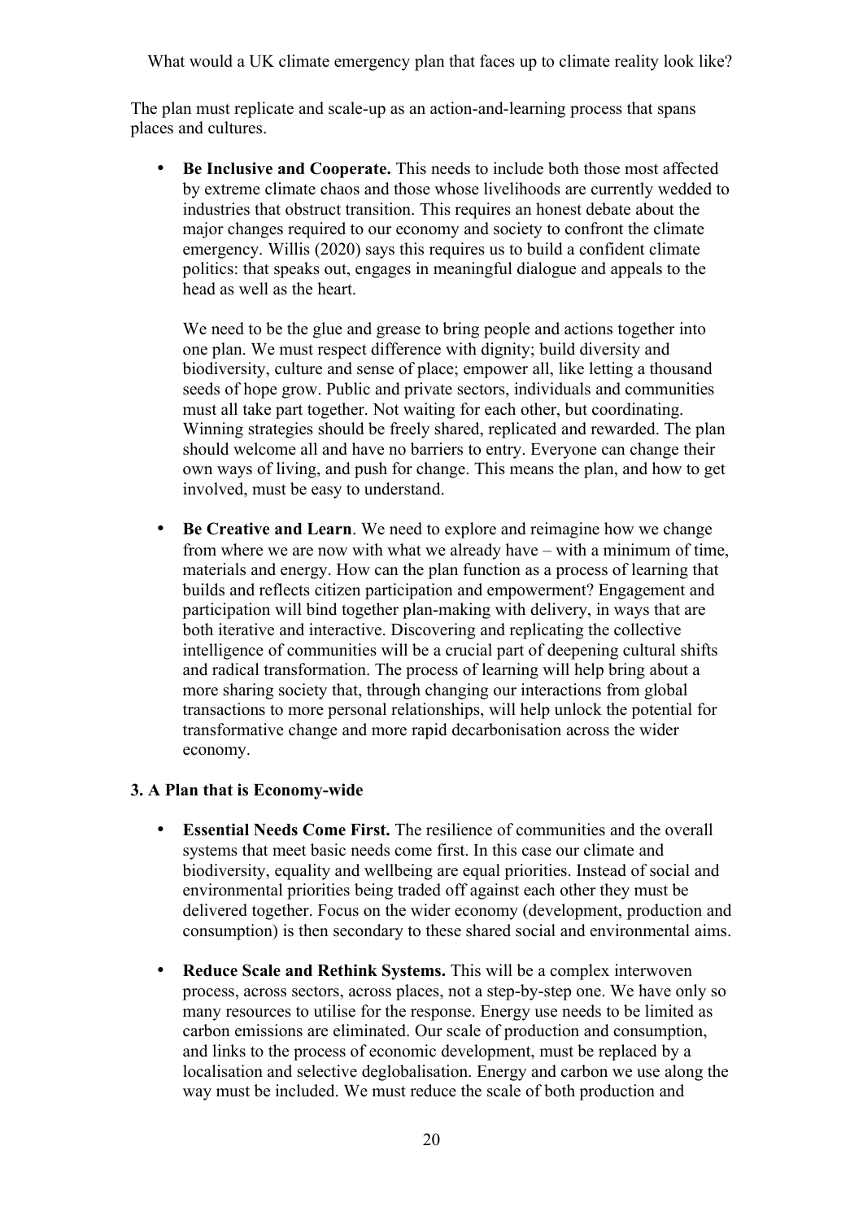The plan must replicate and scale-up as an action-and-learning process that spans places and cultures.

- **Be Inclusive and Cooperate.** This needs to include both those most affected by extreme climate chaos and those whose livelihoods are currently wedded to industries that obstruct transition. This requires an honest debate about the major changes required to our economy and society to confront the climate emergency. Willis (2020) says this requires us to build a confident climate politics: that speaks out, engages in meaningful dialogue and appeals to the head as well as the heart.

  We need to be the glue and grease to bring people and actions together into one plan. We must respect difference with dignity; build diversity and biodiversity, culture and sense of place; empower all, like letting a thousand seeds of hope grow. Public and private sectors, individuals and communities must all take part together. Not waiting for each other, but coordinating. Winning strategies should be freely shared, replicated and rewarded. The plan should welcome all and have no barriers to entry. Everyone can change their own ways of living, and push for change. This means the plan, and how to get involved, must be easy to understand.

- **Be Creative and Learn**. We need to explore and reimagine how we change from where we are now with what we already have – with a minimum of time, materials and energy. How can the plan function as a process of learning that builds and reflects citizen participation and empowerment? Engagement and participation will bind together plan-making with delivery, in ways that are both iterative and interactive. Discovering and replicating the collective intelligence of communities will be a crucial part of deepening cultural shifts and radical transformation. The process of learning will help bring about a more sharing society that, through changing our interactions from global transactions to more personal relationships, will help unlock the potential for transformative change and more rapid decarbonisation across the wider economy.

### 3. A Plan that is Economy-wide

- **Essential Needs Come First.** The resilience of communities and the overall systems that meet basic needs come first. In this case our climate and biodiversity, equality and wellbeing are equal priorities. Instead of social and environmental priorities being traded off against each other they must be delivered together. Focus on the wider economy (development, production and consumption) is then secondary to these shared social and environmental aims.

- **Reduce Scale and Rethink Systems.** This will be a complex interwoven process, across sectors, across places, not a step-by-step one. We have only so many resources to utilise for the response. Energy use needs to be limited as carbon emissions are eliminated. Our scale of production and consumption, and links to the process of economic development, must be replaced by a localisation and selective deglobalisation. Energy and carbon we use along the way must be included. We must reduce the scale of both production and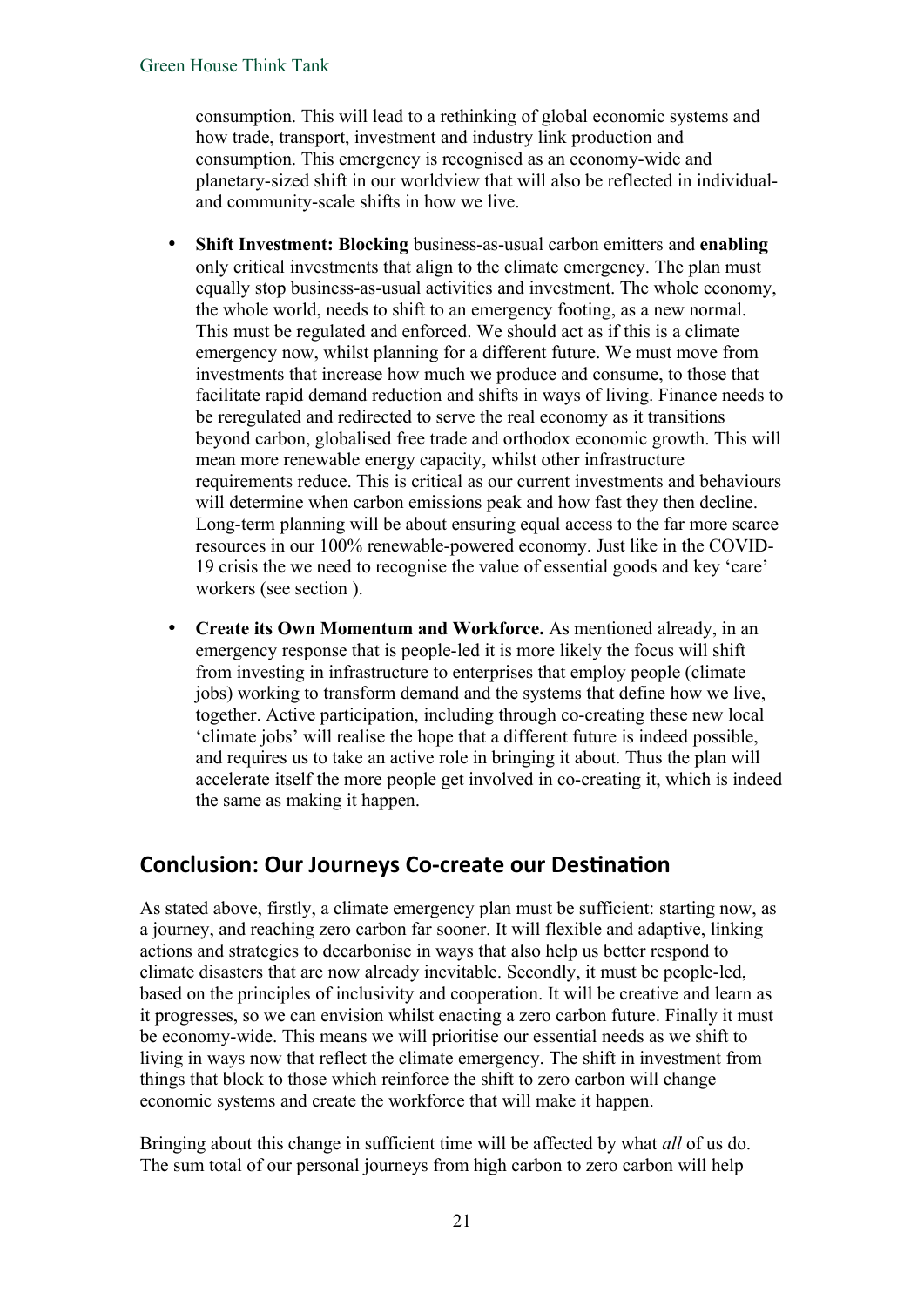consumption. This will lead to a rethinking of global economic systems and how trade, transport, investment and industry link production and consumption. This emergency is recognised as an economy-wide and planetary-sized shift in our worldview that will also be reflected in individual- and community-scale shifts in how we live.

- **Shift Investment: Blocking** business-as-usual carbon emitters and **enabling** only critical investments that align to the climate emergency. The plan must equally stop business-as-usual activities and investment. The whole economy, the whole world, needs to shift to an emergency footing, as a new normal. This must be regulated and enforced. We should act as if this is a climate emergency now, whilst planning for a different future. We must move from investments that increase how much we produce and consume, to those that facilitate rapid demand reduction and shifts in ways of living. Finance needs to be reregulated and redirected to serve the real economy as it transitions beyond carbon, globalised free trade and orthodox economic growth. This will mean more renewable energy capacity, whilst other infrastructure requirements reduce. This is critical as our current investments and behaviours will determine when carbon emissions peak and how fast they then decline. Long-term planning will be about ensuring equal access to the far more scarce resources in our 100% renewable-powered economy. Just like in the COVID-19 crisis the we need to recognise the value of essential goods and key 'care' workers (see section ).
- **Create its Own Momentum and Workforce.** As mentioned already, in an emergency response that is people-led it is more likely the focus will shift from investing in infrastructure to enterprises that employ people (climate jobs) working to transform demand and the systems that define how we live, together. Active participation, including through co-creating these new local 'climate jobs' will realise the hope that a different future is indeed possible, and requires us to take an active role in bringing it about. Thus the plan will accelerate itself the more people get involved in co-creating it, which is indeed the same as making it happen.

## Conclusion: Our Journeys Co-create our Destination

As stated above, firstly, a climate emergency plan must be sufficient: starting now, as a journey, and reaching zero carbon far sooner. It will flexible and adaptive, linking actions and strategies to decarbonise in ways that also help us better respond to climate disasters that are now already inevitable. Secondly, it must be people-led, based on the principles of inclusivity and cooperation. It will be creative and learn as it progresses, so we can envision whilst enacting a zero carbon future. Finally it must be economy-wide. This means we will prioritise our essential needs as we shift to living in ways now that reflect the climate emergency. The shift in investment from things that block to those which reinforce the shift to zero carbon will change economic systems and create the workforce that will make it happen.

Bringing about this change in sufficient time will be affected by what *all* of us do. The sum total of our personal journeys from high carbon to zero carbon will help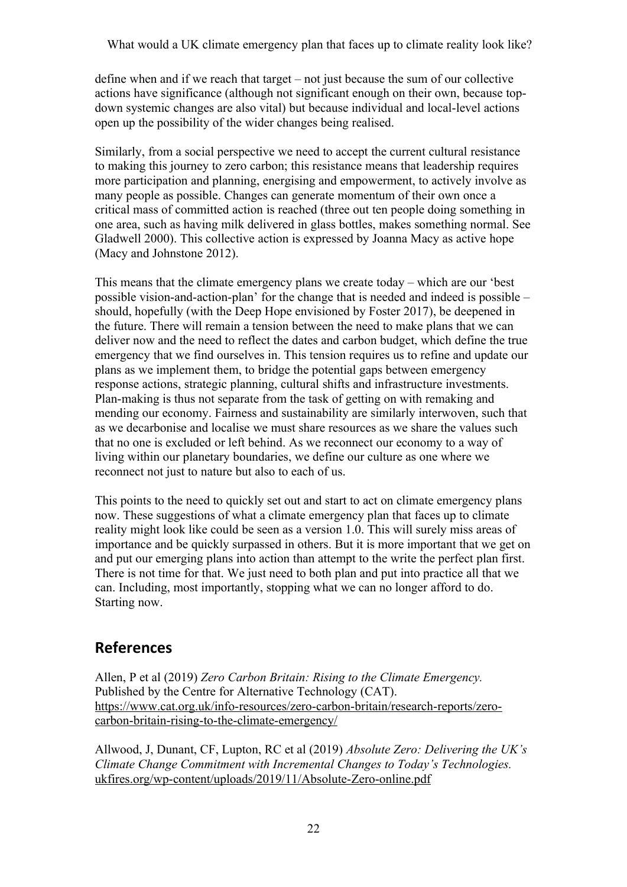define when and if we reach that target – not just because the sum of our collective actions have significance (although not significant enough on their own, because top-down systemic changes are also vital) but because individual and local-level actions open up the possibility of the wider changes being realised.

Similarly, from a social perspective we need to accept the current cultural resistance to making this journey to zero carbon; this resistance means that leadership requires more participation and planning, energising and empowerment, to actively involve as many people as possible. Changes can generate momentum of their own once a critical mass of committed action is reached (three out ten people doing something in one area, such as having milk delivered in glass bottles, makes something normal. See Gladwell 2000). This collective action is expressed by Joanna Macy as active hope (Macy and Johnstone 2012).

This means that the climate emergency plans we create today – which are our 'best possible vision-and-action-plan' for the change that is needed and indeed is possible – should, hopefully (with the Deep Hope envisioned by Foster 2017), be deepened in the future. There will remain a tension between the need to make plans that we can deliver now and the need to reflect the dates and carbon budget, which define the true emergency that we find ourselves in. This tension requires us to refine and update our plans as we implement them, to bridge the potential gaps between emergency response actions, strategic planning, cultural shifts and infrastructure investments. Plan-making is thus not separate from the task of getting on with remaking and mending our economy. Fairness and sustainability are similarly interwoven, such that as we decarbonise and localise we must share resources as we share the values such that no one is excluded or left behind. As we reconnect our economy to a way of living within our planetary boundaries, we define our culture as one where we reconnect not just to nature but also to each of us.

This points to the need to quickly set out and start to act on climate emergency plans now. These suggestions of what a climate emergency plan that faces up to climate reality might look like could be seen as a version 1.0. This will surely miss areas of importance and be quickly surpassed in others. But it is more important that we get on and put our emerging plans into action than attempt to the write the perfect plan first. There is not time for that. We just need to both plan and put into practice all that we can. Including, most importantly, stopping what we can no longer afford to do. Starting now.

## References

Allen, P et al (2019) *Zero Carbon Britain: Rising to the Climate Emergency.* Published by the Centre for Alternative Technology (CAT). https://www.cat.org.uk/info-resources/zero-carbon-britain/research-reports/zero-carbon-britain-rising-to-the-climate-emergency/

Allwood, J, Dunant, CF, Lupton, RC et al (2019) *Absolute Zero: Delivering the UK's Climate Change Commitment with Incremental Changes to Today's Technologies.* ukfires.org/wp-content/uploads/2019/11/Absolute-Zero-online.pdf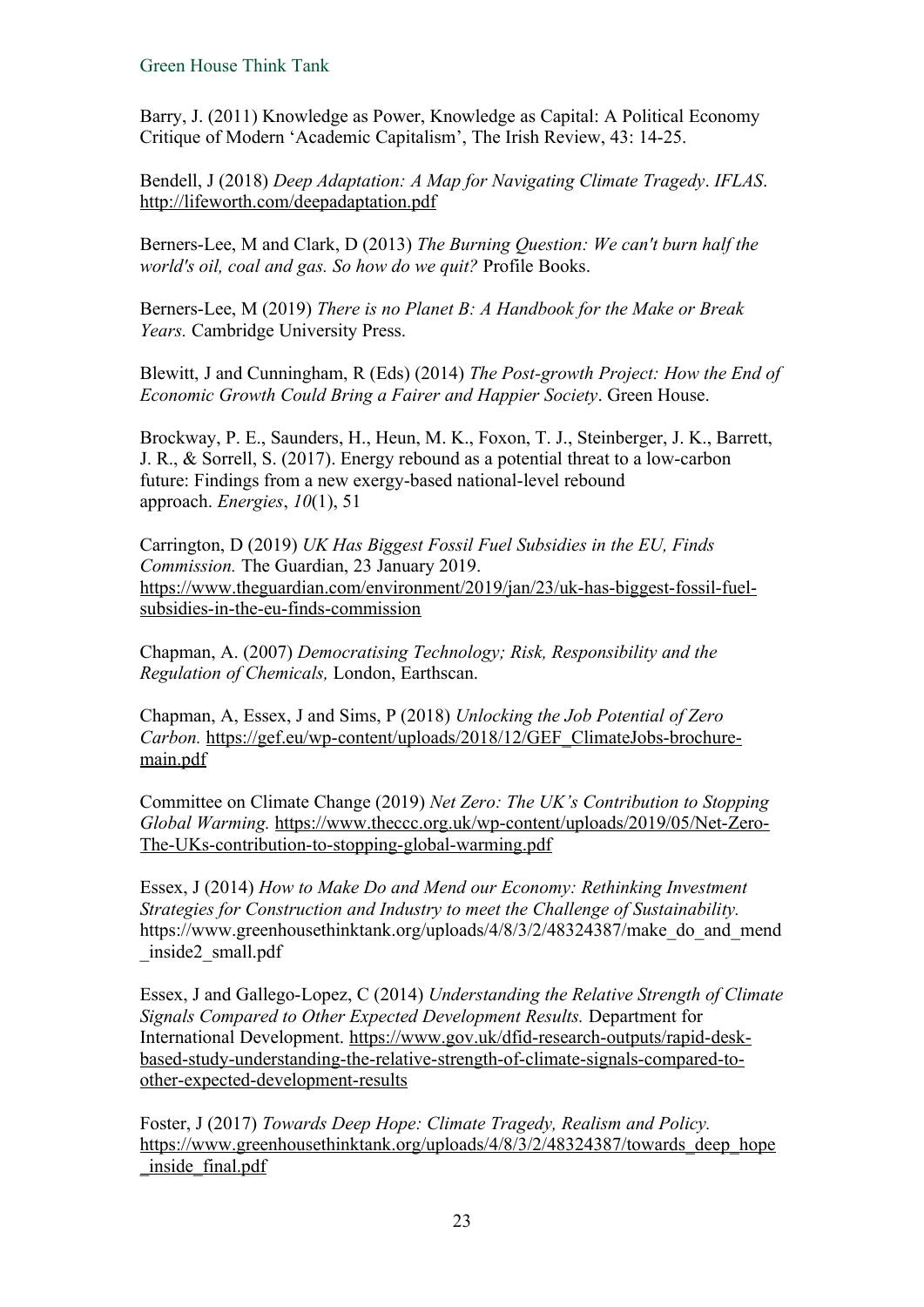Barry, J. (2011) Knowledge as Power, Knowledge as Capital: A Political Economy Critique of Modern 'Academic Capitalism', The Irish Review, 43: 14-25.

Bendell, J (2018) *Deep Adaptation: A Map for Navigating Climate Tragedy*. *IFLAS*. http://lifeworth.com/deepadaptation.pdf

Berners-Lee, M and Clark, D (2013) *The Burning Question: We can't burn half the world's oil, coal and gas. So how do we quit?* Profile Books.

Berners-Lee, M (2019) *There is no Planet B: A Handbook for the Make or Break Years.* Cambridge University Press.

Blewitt, J and Cunningham, R (Eds) (2014) *The Post-growth Project: How the End of Economic Growth Could Bring a Fairer and Happier Society*. Green House.

Brockway, P. E., Saunders, H., Heun, M. K., Foxon, T. J., Steinberger, J. K., Barrett, J. R., & Sorrell, S. (2017). Energy rebound as a potential threat to a low-carbon future: Findings from a new exergy-based national-level rebound approach. *Energies*, *10*(1), 51

Carrington, D (2019) *UK Has Biggest Fossil Fuel Subsidies in the EU, Finds Commission.* The Guardian, 23 January 2019. https://www.theguardian.com/environment/2019/jan/23/uk-has-biggest-fossil-fuel-subsidies-in-the-eu-finds-commission

Chapman, A. (2007) *Democratising Technology; Risk, Responsibility and the Regulation of Chemicals,* London, Earthscan.

Chapman, A, Essex, J and Sims, P (2018) *Unlocking the Job Potential of Zero Carbon.* https://gef.eu/wp-content/uploads/2018/12/GEF_ClimateJobs-brochure-main.pdf

Committee on Climate Change (2019) *Net Zero: The UK's Contribution to Stopping Global Warming.* https://www.theccc.org.uk/wp-content/uploads/2019/05/Net-Zero-The-UKs-contribution-to-stopping-global-warming.pdf

Essex, J (2014) *How to Make Do and Mend our Economy: Rethinking Investment Strategies for Construction and Industry to meet the Challenge of Sustainability.* https://www.greenhousethinktank.org/uploads/4/8/3/2/48324387/make_do_and_mend_inside2_small.pdf

Essex, J and Gallego-Lopez, C (2014) *Understanding the Relative Strength of Climate Signals Compared to Other Expected Development Results.* Department for International Development. https://www.gov.uk/dfid-research-outputs/rapid-desk-based-study-understanding-the-relative-strength-of-climate-signals-compared-to-other-expected-development-results

Foster, J (2017) *Towards Deep Hope: Climate Tragedy, Realism and Policy.* https://www.greenhousethinktank.org/uploads/4/8/3/2/48324387/towards_deep_hope_inside_final.pdf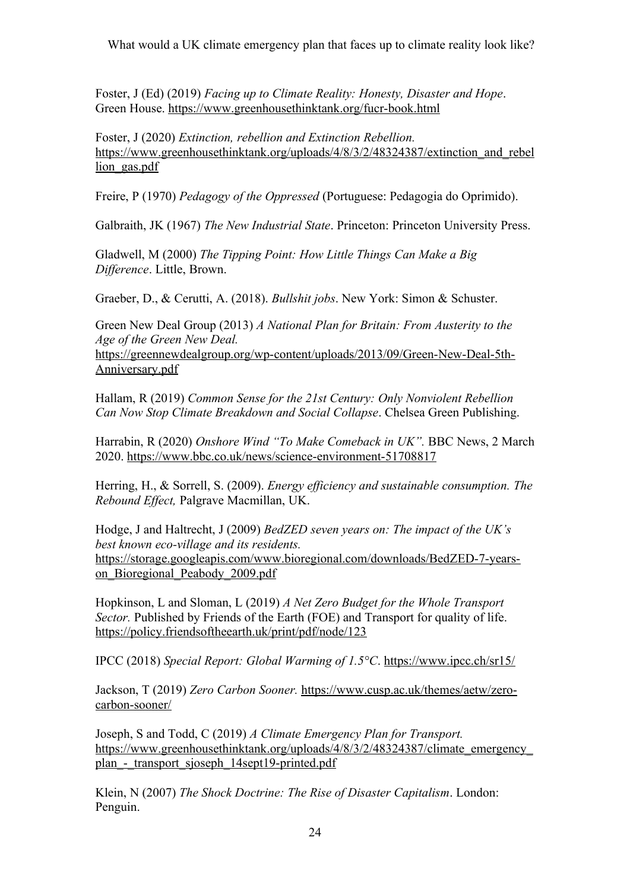Foster, J (Ed) (2019) *Facing up to Climate Reality: Honesty, Disaster and Hope*. Green House. https://www.greenhousethinktank.org/fucr-book.html

Foster, J (2020) *Extinction, rebellion and Extinction Rebellion.* https://www.greenhousethinktank.org/uploads/4/8/3/2/48324387/extinction_and_rebellion_gas.pdf

Freire, P (1970) *Pedagogy of the Oppressed* (Portuguese: Pedagogia do Oprimido).

Galbraith, JK (1967) *The New Industrial State*. Princeton: Princeton University Press.

Gladwell, M (2000) *The Tipping Point: How Little Things Can Make a Big Difference*. Little, Brown.

Graeber, D., & Cerutti, A. (2018). *Bullshit jobs*. New York: Simon & Schuster.

Green New Deal Group (2013) *A National Plan for Britain: From Austerity to the Age of the Green New Deal.* https://greennewdealgroup.org/wp-content/uploads/2013/09/Green-New-Deal-5th-Anniversary.pdf

Hallam, R (2019) *Common Sense for the 21st Century: Only Nonviolent Rebellion Can Now Stop Climate Breakdown and Social Collapse*. Chelsea Green Publishing.

Harrabin, R (2020) *Onshore Wind "To Make Comeback in UK".* BBC News, 2 March 2020. https://www.bbc.co.uk/news/science-environment-51708817

Herring, H., & Sorrell, S. (2009). *Energy efficiency and sustainable consumption. The Rebound Effect,* Palgrave Macmillan, UK.

Hodge, J and Haltrecht, J (2009) *BedZED seven years on: The impact of the UK's best known eco-village and its residents.* https://storage.googleapis.com/www.bioregional.com/downloads/BedZED-7-years-on_Bioregional_Peabody_2009.pdf

Hopkinson, L and Sloman, L (2019) *A Net Zero Budget for the Whole Transport Sector.* Published by Friends of the Earth (FOE) and Transport for quality of life. https://policy.friendsoftheearth.uk/print/pdf/node/123

IPCC (2018) *Special Report: Global Warming of 1.5°C*. https://www.ipcc.ch/sr15/

Jackson, T (2019) *Zero Carbon Sooner.* https://www.cusp.ac.uk/themes/aetw/zero-carbon-sooner/

Joseph, S and Todd, C (2019) *A Climate Emergency Plan for Transport.* https://www.greenhousethinktank.org/uploads/4/8/3/2/48324387/climate_emergency_plan_-_transport_sjoseph_14sept19-printed.pdf

Klein, N (2007) *The Shock Doctrine: The Rise of Disaster Capitalism*. London: Penguin.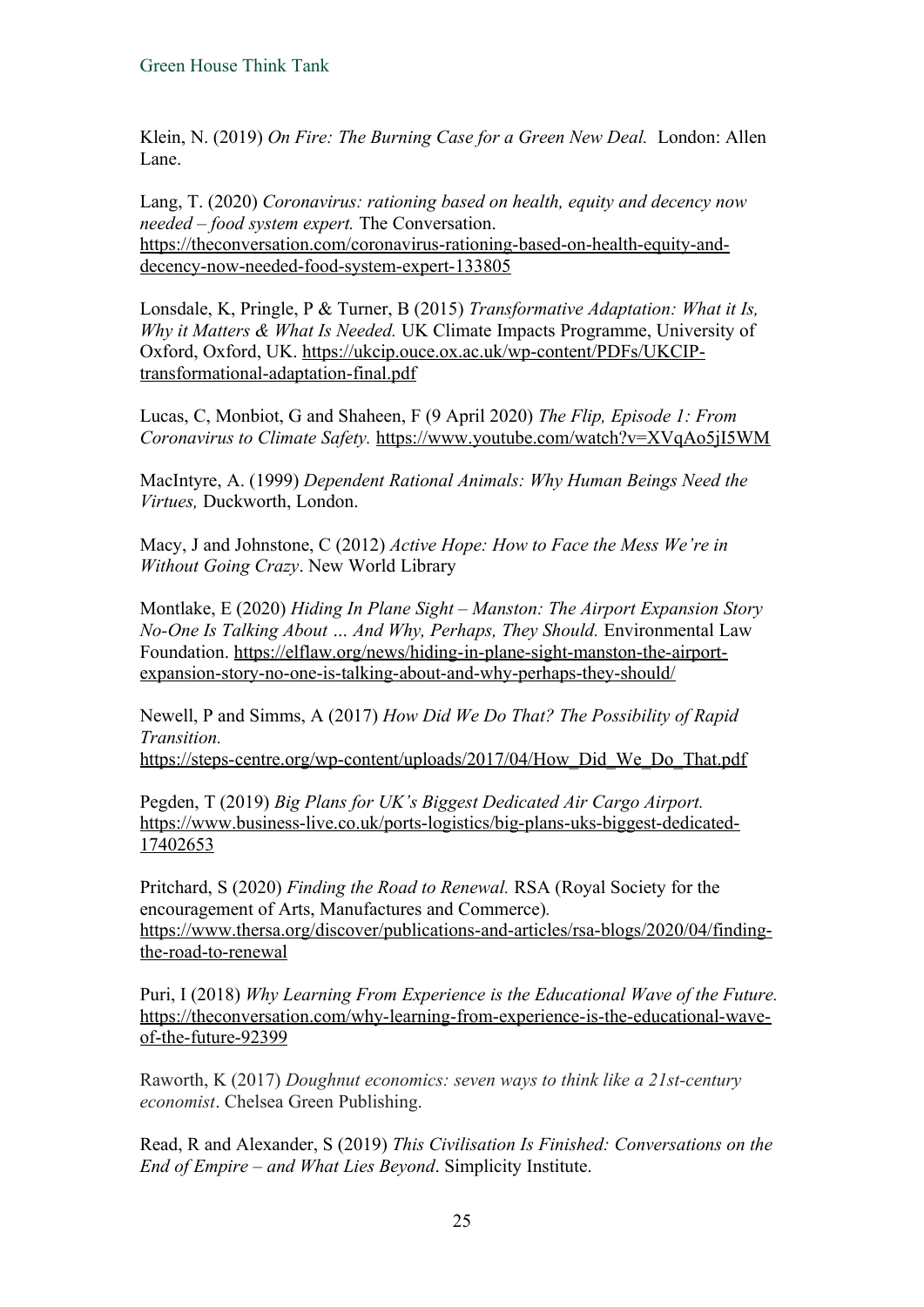Klein, N. (2019) *On Fire: The Burning Case for a Green New Deal.* London: Allen Lane.

Lang, T. (2020) *Coronavirus: rationing based on health, equity and decency now needed – food system expert.* The Conversation. https://theconversation.com/coronavirus-rationing-based-on-health-equity-and-decency-now-needed-food-system-expert-133805

Lonsdale, K, Pringle, P & Turner, B (2015) *Transformative Adaptation: What it Is, Why it Matters & What Is Needed.* UK Climate Impacts Programme, University of Oxford, Oxford, UK. https://ukcip.ouce.ox.ac.uk/wp-content/PDFs/UKCIP-transformational-adaptation-final.pdf

Lucas, C, Monbiot, G and Shaheen, F (9 April 2020) *The Flip, Episode 1: From Coronavirus to Climate Safety.* https://www.youtube.com/watch?v=XVqAo5jI5WM

MacIntyre, A. (1999) *Dependent Rational Animals: Why Human Beings Need the Virtues,* Duckworth, London.

Macy, J and Johnstone, C (2012) *Active Hope: How to Face the Mess We're in Without Going Crazy*. New World Library

Montlake, E (2020) *Hiding In Plane Sight – Manston: The Airport Expansion Story No-One Is Talking About … And Why, Perhaps, They Should.* Environmental Law Foundation. https://elflaw.org/news/hiding-in-plane-sight-manston-the-airport-expansion-story-no-one-is-talking-about-and-why-perhaps-they-should/

Newell, P and Simms, A (2017) *How Did We Do That? The Possibility of Rapid Transition.* https://steps-centre.org/wp-content/uploads/2017/04/How_Did_We_Do_That.pdf

Pegden, T (2019) *Big Plans for UK's Biggest Dedicated Air Cargo Airport.* https://www.business-live.co.uk/ports-logistics/big-plans-uks-biggest-dedicated-17402653

Pritchard, S (2020) *Finding the Road to Renewal.* RSA (Royal Society for the encouragement of Arts, Manufactures and Commerce)*.* https://www.thersa.org/discover/publications-and-articles/rsa-blogs/2020/04/finding-the-road-to-renewal

Puri, I (2018) *Why Learning From Experience is the Educational Wave of the Future.* https://theconversation.com/why-learning-from-experience-is-the-educational-wave-of-the-future-92399

Raworth, K (2017) *Doughnut economics: seven ways to think like a 21st-century economist*. Chelsea Green Publishing.

Read, R and Alexander, S (2019) *This Civilisation Is Finished: Conversations on the End of Empire – and What Lies Beyond*. Simplicity Institute.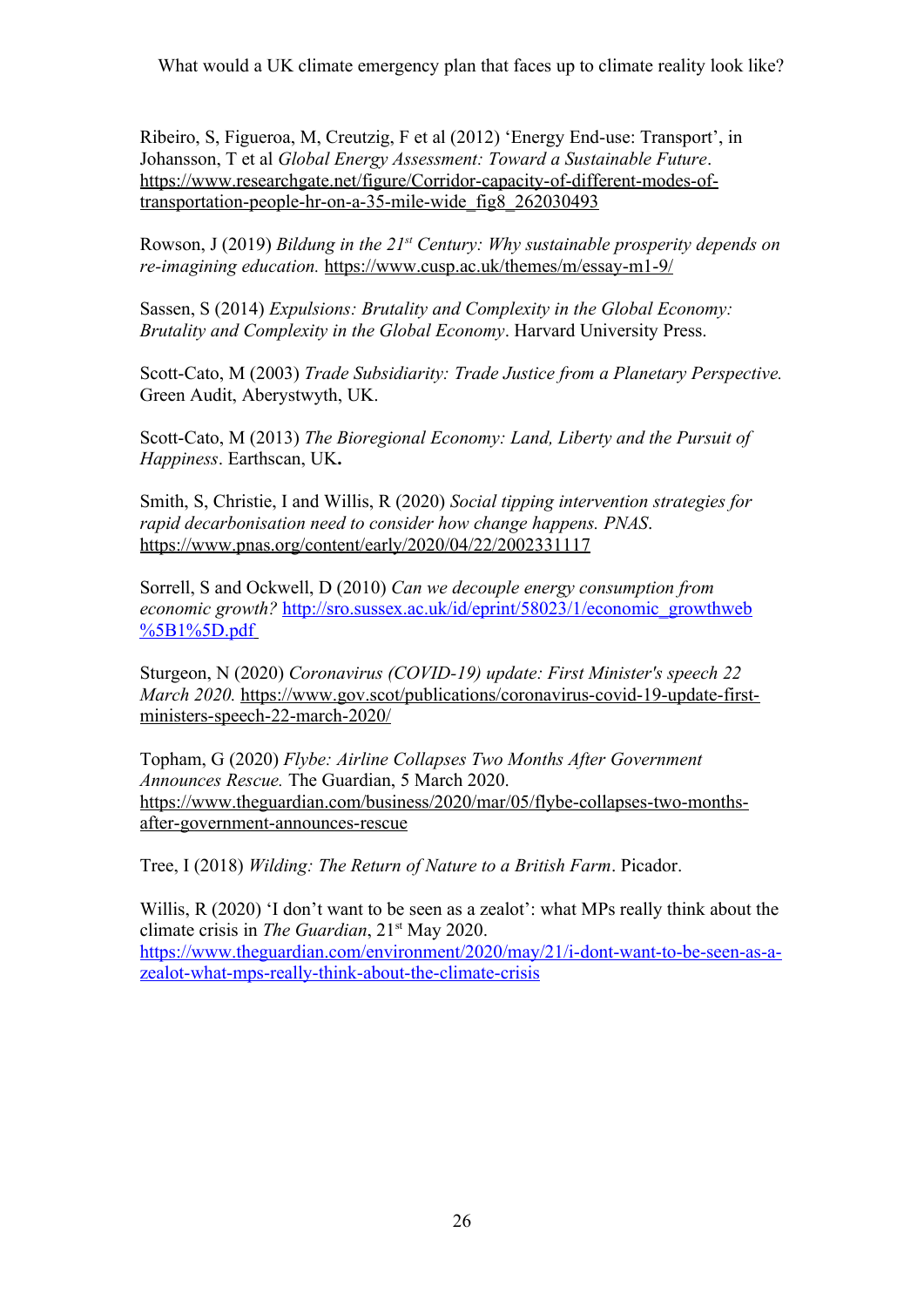Ribeiro, S, Figueroa, M, Creutzig, F et al (2012) 'Energy End-use: Transport', in Johansson, T et al *Global Energy Assessment: Toward a Sustainable Future*. https://www.researchgate.net/figure/Corridor-capacity-of-different-modes-of-transportation-people-hr-on-a-35-mile-wide_fig8_262030493

Rowson, J (2019) *Bildung in the 21st Century: Why sustainable prosperity depends on re-imagining education.* https://www.cusp.ac.uk/themes/m/essay-m1-9/

Sassen, S (2014) *Expulsions: Brutality and Complexity in the Global Economy: Brutality and Complexity in the Global Economy*. Harvard University Press.

Scott-Cato, M (2003) *Trade Subsidiarity: Trade Justice from a Planetary Perspective.* Green Audit, Aberystwyth, UK.

Scott-Cato, M (2013) *The Bioregional Economy: Land, Liberty and the Pursuit of Happiness*. Earthscan, UK**.**

Smith, S, Christie, I and Willis, R (2020) *Social tipping intervention strategies for rapid decarbonisation need to consider how change happens. PNAS*. https://www.pnas.org/content/early/2020/04/22/2002331117

Sorrell, S and Ockwell, D (2010) *Can we decouple energy consumption from economic growth?* http://sro.sussex.ac.uk/id/eprint/58023/1/economic_growthweb%5B1%5D.pdf

Sturgeon, N (2020) *Coronavirus (COVID-19) update: First Minister's speech 22 March 2020.* https://www.gov.scot/publications/coronavirus-covid-19-update-first-ministers-speech-22-march-2020/

Topham, G (2020) *Flybe: Airline Collapses Two Months After Government Announces Rescue.* The Guardian, 5 March 2020. https://www.theguardian.com/business/2020/mar/05/flybe-collapses-two-months-after-government-announces-rescue

Tree, I (2018) *Wilding: The Return of Nature to a British Farm*. Picador.

Willis, R (2020) 'I don't want to be seen as a zealot': what MPs really think about the climate crisis in *The Guardian*, 21st May 2020. https://www.theguardian.com/environment/2020/may/21/i-dont-want-to-be-seen-as-a-zealot-what-mps-really-think-about-the-climate-crisis